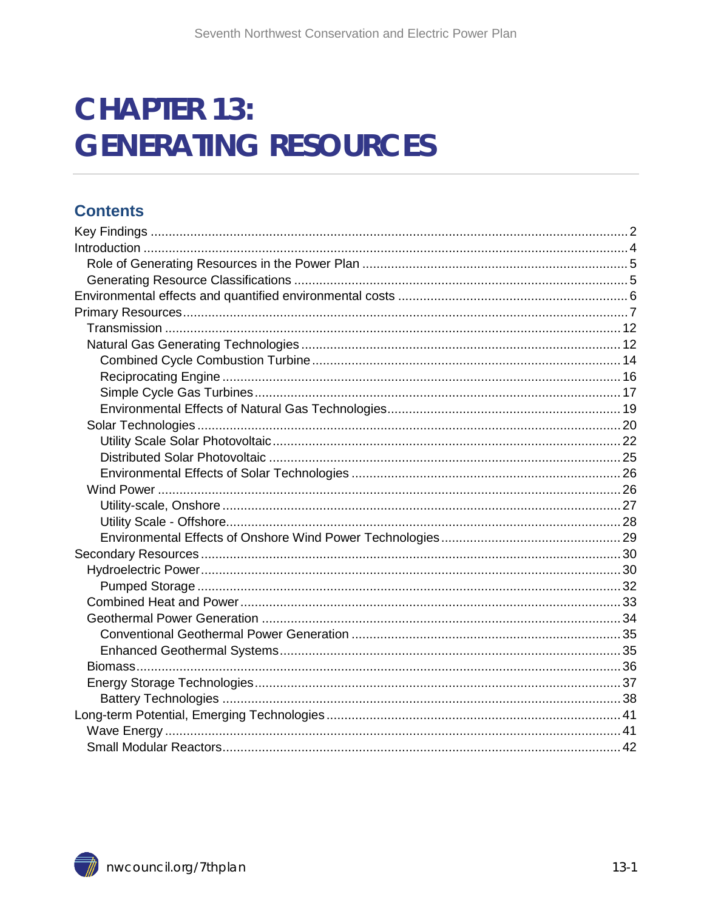# CHAPTER 13: GENERATING RESOURCES

## Contents

Key Findings ..... 2
Introduction ..... 4
  Role of Generating Resources in the Power Plan ..... 5
  Generating Resource Classifications ..... 5
Environmental effects and quantified environmental costs ..... 6
Primary Resources ..... 7
  Transmission ..... 12
  Natural Gas Generating Technologies ..... 12
    Combined Cycle Combustion Turbine ..... 14
    Reciprocating Engine ..... 16
    Simple Cycle Gas Turbines ..... 17
    Environmental Effects of Natural Gas Technologies ..... 19
  Solar Technologies ..... 20
    Utility Scale Solar Photovoltaic ..... 22
    Distributed Solar Photovoltaic ..... 25
    Environmental Effects of Solar Technologies ..... 26
  Wind Power ..... 26
    Utility-scale, Onshore ..... 27
    Utility Scale - Offshore ..... 28
    Environmental Effects of Onshore Wind Power Technologies ..... 29
Secondary Resources ..... 30
  Hydroelectric Power ..... 30
    Pumped Storage ..... 32
  Combined Heat and Power ..... 33
  Geothermal Power Generation ..... 34
    Conventional Geothermal Power Generation ..... 35
    Enhanced Geothermal Systems ..... 35
  Biomass ..... 36
  Energy Storage Technologies ..... 37
    Battery Technologies ..... 38
Long-term Potential, Emerging Technologies ..... 41
  Wave Energy ..... 41
  Small Modular Reactors ..... 42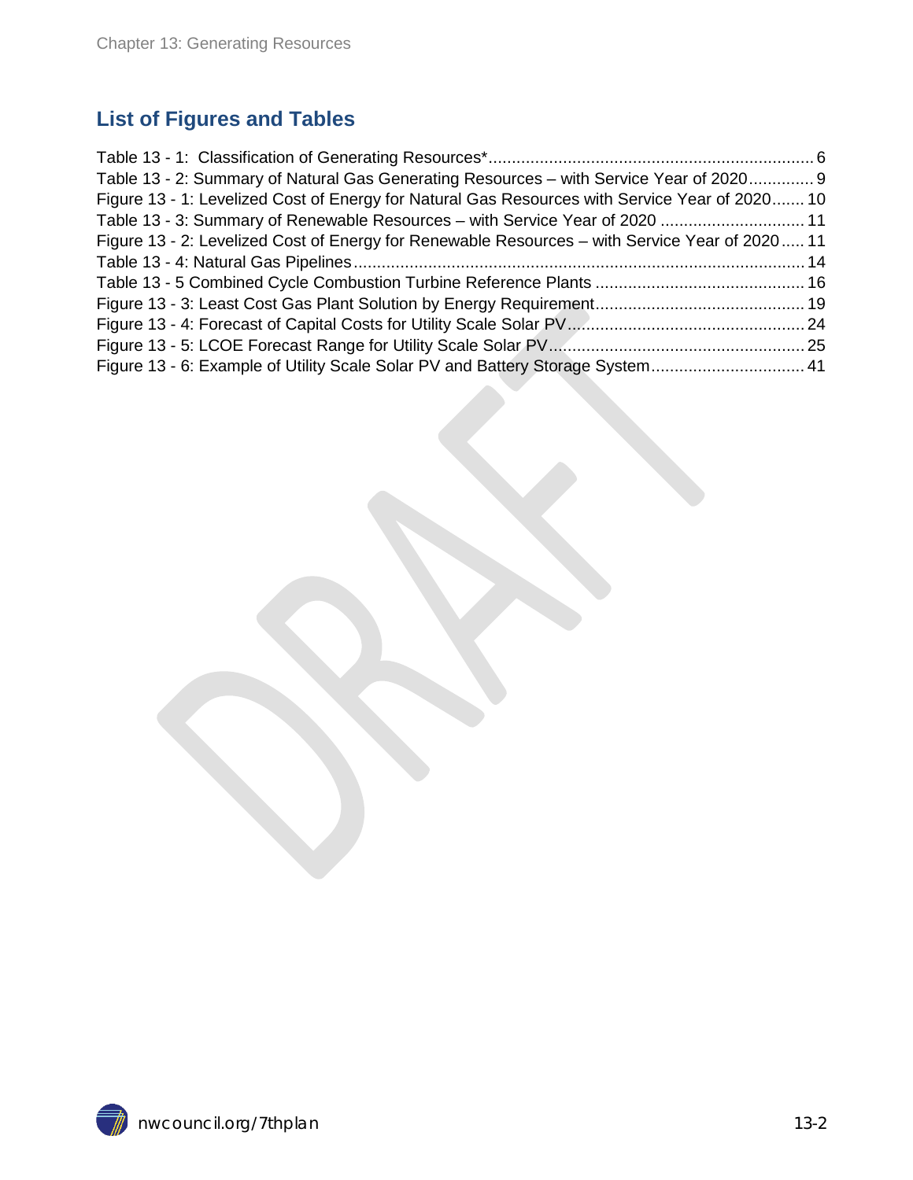## List of Figures and Tables

Table 13 - 1: Classification of Generating Resources*...................................................................... 6
Table 13 - 2: Summary of Natural Gas Generating Resources – with Service Year of 2020.............. 9
Figure 13 - 1: Levelized Cost of Energy for Natural Gas Resources with Service Year of 2020....... 10
Table 13 - 3: Summary of Renewable Resources – with Service Year of 2020 ............................... 11
Figure 13 - 2: Levelized Cost of Energy for Renewable Resources – with Service Year of 2020..... 11
Table 13 - 4: Natural Gas Pipelines................................................................................................. 14
Table 13 - 5 Combined Cycle Combustion Turbine Reference Plants ............................................. 16
Figure 13 - 3: Least Cost Gas Plant Solution by Energy Requirement............................................. 19
Figure 13 - 4: Forecast of Capital Costs for Utility Scale Solar PV.................................................. 24
Figure 13 - 5: LCOE Forecast Range for Utility Scale Solar PV...................................................... 25
Figure 13 - 6: Example of Utility Scale Solar PV and Battery Storage System................................. 41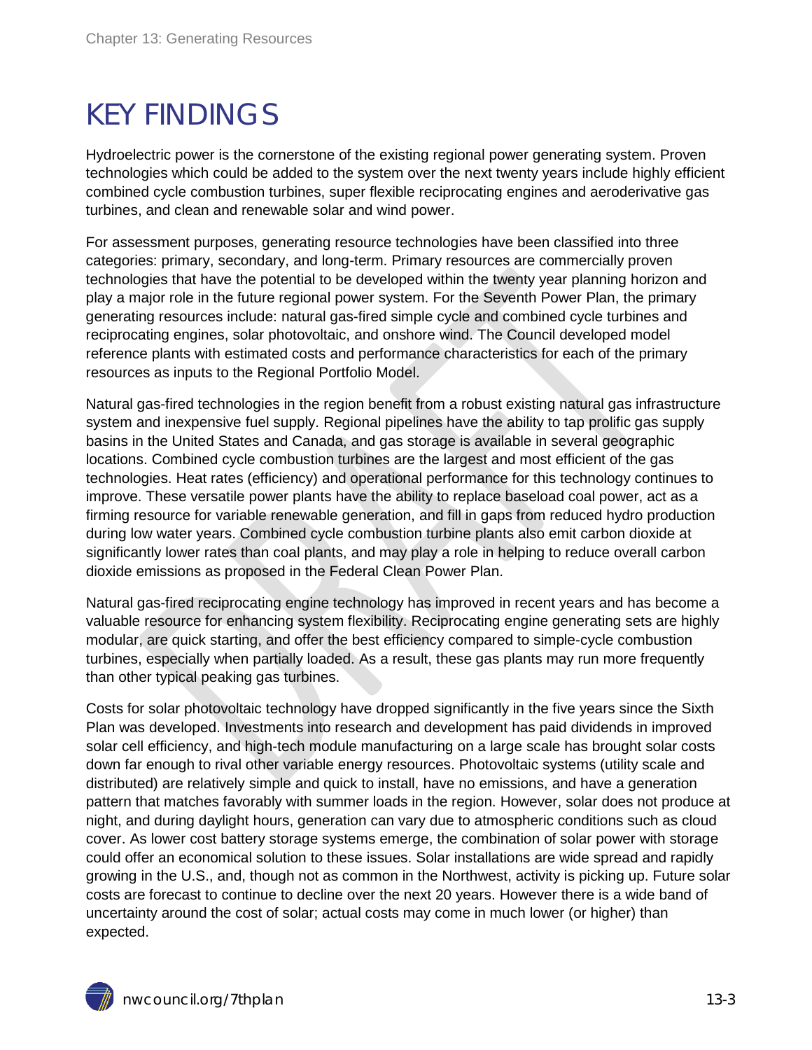# KEY FINDINGS

Hydroelectric power is the cornerstone of the existing regional power generating system. Proven technologies which could be added to the system over the next twenty years include highly efficient combined cycle combustion turbines, super flexible reciprocating engines and aeroderivative gas turbines, and clean and renewable solar and wind power.

For assessment purposes, generating resource technologies have been classified into three categories: primary, secondary, and long-term. Primary resources are commercially proven technologies that have the potential to be developed within the twenty year planning horizon and play a major role in the future regional power system. For the Seventh Power Plan, the primary generating resources include: natural gas-fired simple cycle and combined cycle turbines and reciprocating engines, solar photovoltaic, and onshore wind. The Council developed model reference plants with estimated costs and performance characteristics for each of the primary resources as inputs to the Regional Portfolio Model.

Natural gas-fired technologies in the region benefit from a robust existing natural gas infrastructure system and inexpensive fuel supply. Regional pipelines have the ability to tap prolific gas supply basins in the United States and Canada, and gas storage is available in several geographic locations. Combined cycle combustion turbines are the largest and most efficient of the gas technologies. Heat rates (efficiency) and operational performance for this technology continues to improve. These versatile power plants have the ability to replace baseload coal power, act as a firming resource for variable renewable generation, and fill in gaps from reduced hydro production during low water years. Combined cycle combustion turbine plants also emit carbon dioxide at significantly lower rates than coal plants, and may play a role in helping to reduce overall carbon dioxide emissions as proposed in the Federal Clean Power Plan.

Natural gas-fired reciprocating engine technology has improved in recent years and has become a valuable resource for enhancing system flexibility. Reciprocating engine generating sets are highly modular, are quick starting, and offer the best efficiency compared to simple-cycle combustion turbines, especially when partially loaded. As a result, these gas plants may run more frequently than other typical peaking gas turbines.

Costs for solar photovoltaic technology have dropped significantly in the five years since the Sixth Plan was developed. Investments into research and development has paid dividends in improved solar cell efficiency, and high-tech module manufacturing on a large scale has brought solar costs down far enough to rival other variable energy resources. Photovoltaic systems (utility scale and distributed) are relatively simple and quick to install, have no emissions, and have a generation pattern that matches favorably with summer loads in the region. However, solar does not produce at night, and during daylight hours, generation can vary due to atmospheric conditions such as cloud cover. As lower cost battery storage systems emerge, the combination of solar power with storage could offer an economical solution to these issues. Solar installations are wide spread and rapidly growing in the U.S., and, though not as common in the Northwest, activity is picking up. Future solar costs are forecast to continue to decline over the next 20 years. However there is a wide band of uncertainty around the cost of solar; actual costs may come in much lower (or higher) than expected.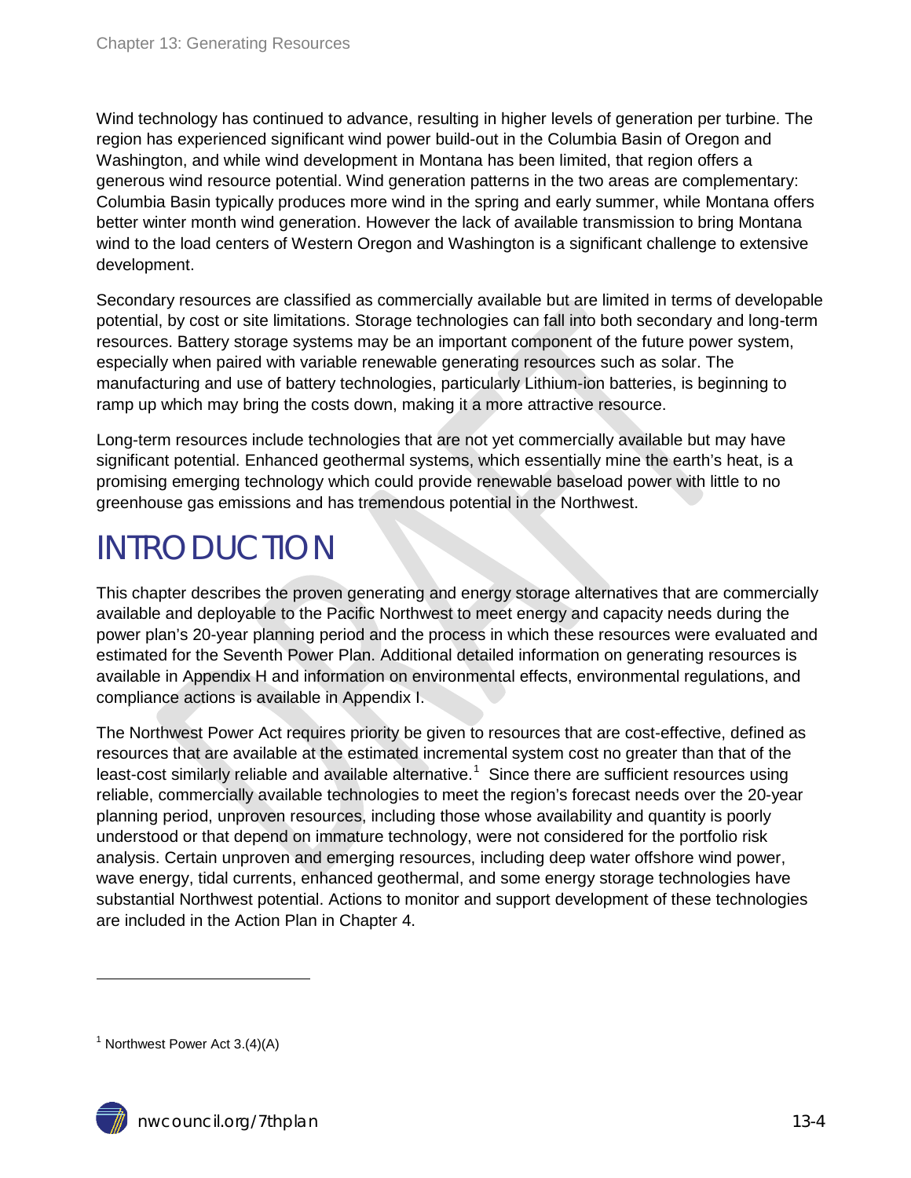Wind technology has continued to advance, resulting in higher levels of generation per turbine. The region has experienced significant wind power build-out in the Columbia Basin of Oregon and Washington, and while wind development in Montana has been limited, that region offers a generous wind resource potential. Wind generation patterns in the two areas are complementary: Columbia Basin typically produces more wind in the spring and early summer, while Montana offers better winter month wind generation. However the lack of available transmission to bring Montana wind to the load centers of Western Oregon and Washington is a significant challenge to extensive development.

Secondary resources are classified as commercially available but are limited in terms of developable potential, by cost or site limitations. Storage technologies can fall into both secondary and long-term resources. Battery storage systems may be an important component of the future power system, especially when paired with variable renewable generating resources such as solar. The manufacturing and use of battery technologies, particularly Lithium-ion batteries, is beginning to ramp up which may bring the costs down, making it a more attractive resource.

Long-term resources include technologies that are not yet commercially available but may have significant potential. Enhanced geothermal systems, which essentially mine the earth's heat, is a promising emerging technology which could provide renewable baseload power with little to no greenhouse gas emissions and has tremendous potential in the Northwest.

# INTRODUCTION

This chapter describes the proven generating and energy storage alternatives that are commercially available and deployable to the Pacific Northwest to meet energy and capacity needs during the power plan's 20-year planning period and the process in which these resources were evaluated and estimated for the Seventh Power Plan. Additional detailed information on generating resources is available in Appendix H and information on environmental effects, environmental regulations, and compliance actions is available in Appendix I.

The Northwest Power Act requires priority be given to resources that are cost-effective, defined as resources that are available at the estimated incremental system cost no greater than that of the least-cost similarly reliable and available alternative.[1] Since there are sufficient resources using reliable, commercially available technologies to meet the region's forecast needs over the 20-year planning period, unproven resources, including those whose availability and quantity is poorly understood or that depend on immature technology, were not considered for the portfolio risk analysis. Certain unproven and emerging resources, including deep water offshore wind power, wave energy, tidal currents, enhanced geothermal, and some energy storage technologies have substantial Northwest potential. Actions to monitor and support development of these technologies are included in the Action Plan in Chapter 4.

[1] Northwest Power Act 3.(4)(A)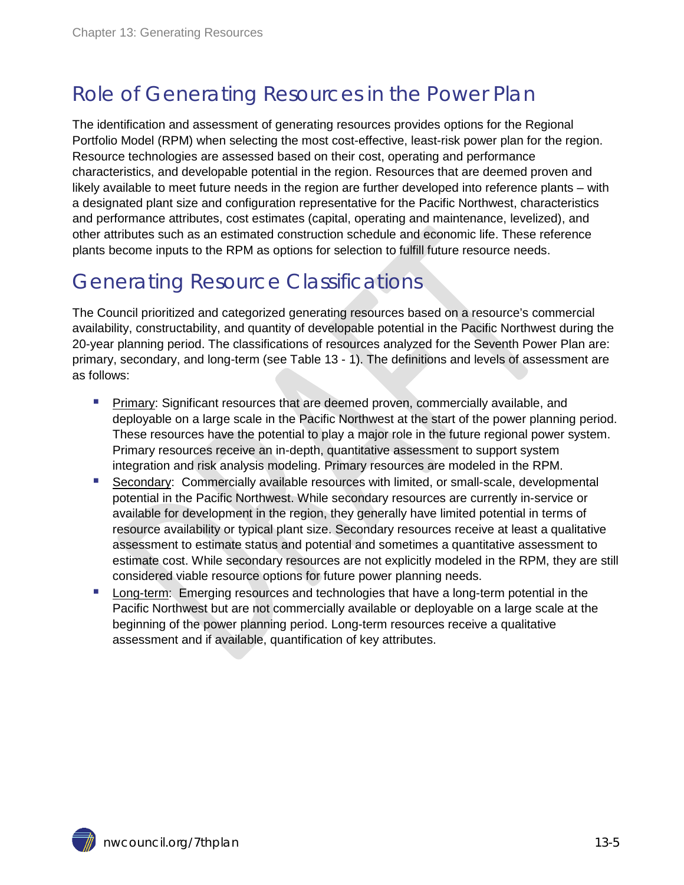# Role of Generating Resources in the Power Plan

The identification and assessment of generating resources provides options for the Regional Portfolio Model (RPM) when selecting the most cost-effective, least-risk power plan for the region. Resource technologies are assessed based on their cost, operating and performance characteristics, and developable potential in the region. Resources that are deemed proven and likely available to meet future needs in the region are further developed into reference plants – with a designated plant size and configuration representative for the Pacific Northwest, characteristics and performance attributes, cost estimates (capital, operating and maintenance, levelized), and other attributes such as an estimated construction schedule and economic life. These reference plants become inputs to the RPM as options for selection to fulfill future resource needs.

# Generating Resource Classifications

The Council prioritized and categorized generating resources based on a resource's commercial availability, constructability, and quantity of developable potential in the Pacific Northwest during the 20-year planning period. The classifications of resources analyzed for the Seventh Power Plan are: primary, secondary, and long-term (see Table 13 - 1). The definitions and levels of assessment are as follows:

- Primary: Significant resources that are deemed proven, commercially available, and deployable on a large scale in the Pacific Northwest at the start of the power planning period. These resources have the potential to play a major role in the future regional power system. Primary resources receive an in-depth, quantitative assessment to support system integration and risk analysis modeling. Primary resources are modeled in the RPM.
- Secondary: Commercially available resources with limited, or small-scale, developmental potential in the Pacific Northwest. While secondary resources are currently in-service or available for development in the region, they generally have limited potential in terms of resource availability or typical plant size. Secondary resources receive at least a qualitative assessment to estimate status and potential and sometimes a quantitative assessment to estimate cost. While secondary resources are not explicitly modeled in the RPM, they are still considered viable resource options for future power planning needs.
- Long-term: Emerging resources and technologies that have a long-term potential in the Pacific Northwest but are not commercially available or deployable on a large scale at the beginning of the power planning period. Long-term resources receive a qualitative assessment and if available, quantification of key attributes.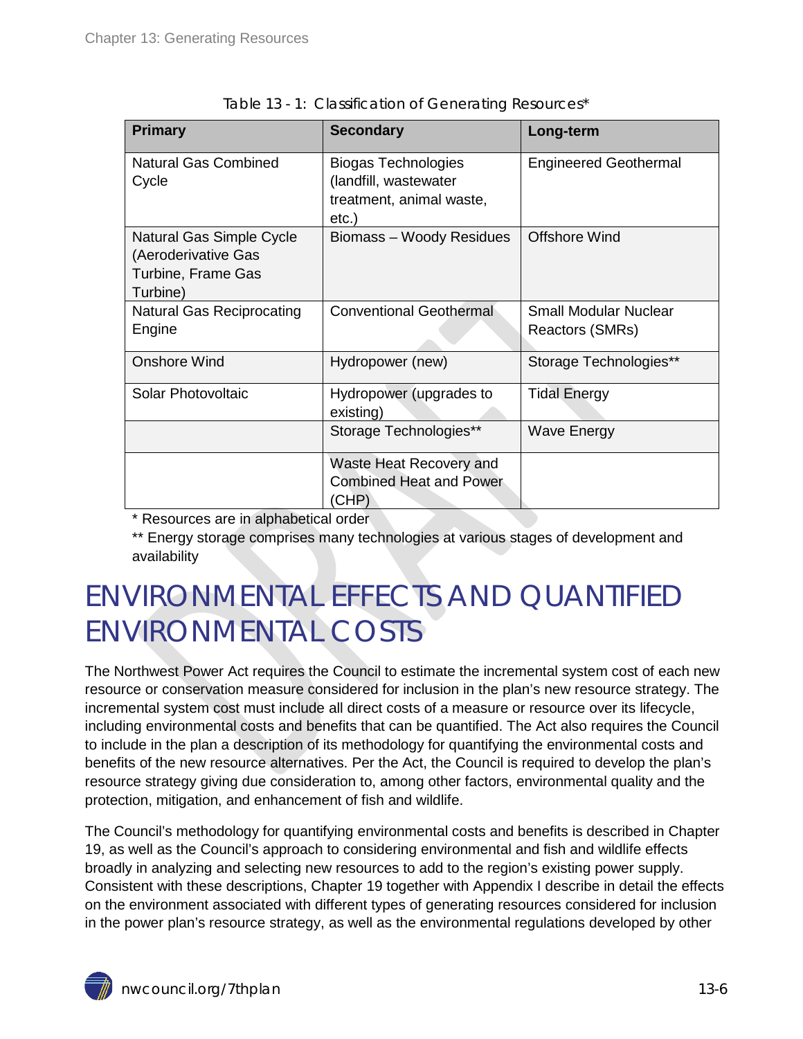Table 13 - 1: Classification of Generating Resources*

| Primary | Secondary | Long-term |
| --- | --- | --- |
| Natural Gas Combined Cycle | Biogas Technologies (landfill, wastewater treatment, animal waste, etc.) | Engineered Geothermal |
| Natural Gas Simple Cycle (Aeroderivative Gas Turbine, Frame Gas Turbine) | Biomass – Woody Residues | Offshore Wind |
| Natural Gas Reciprocating Engine | Conventional Geothermal | Small Modular Nuclear Reactors (SMRs) |
| Onshore Wind | Hydropower (new) | Storage Technologies** |
| Solar Photovoltaic | Hydropower (upgrades to existing) | Tidal Energy |
| | Storage Technologies** | Wave Energy |
| | Waste Heat Recovery and Combined Heat and Power (CHP) | |

* Resources are in alphabetical order

** Energy storage comprises many technologies at various stages of development and availability

# ENVIRONMENTAL EFFECTS AND QUANTIFIED ENVIRONMENTAL COSTS

The Northwest Power Act requires the Council to estimate the incremental system cost of each new resource or conservation measure considered for inclusion in the plan's new resource strategy. The incremental system cost must include all direct costs of a measure or resource over its lifecycle, including environmental costs and benefits that can be quantified. The Act also requires the Council to include in the plan a description of its methodology for quantifying the environmental costs and benefits of the new resource alternatives. Per the Act, the Council is required to develop the plan's resource strategy giving due consideration to, among other factors, environmental quality and the protection, mitigation, and enhancement of fish and wildlife.

The Council's methodology for quantifying environmental costs and benefits is described in Chapter 19, as well as the Council's approach to considering environmental and fish and wildlife effects broadly in analyzing and selecting new resources to add to the region's existing power supply. Consistent with these descriptions, Chapter 19 together with Appendix I describe in detail the effects on the environment associated with different types of generating resources considered for inclusion in the power plan's resource strategy, as well as the environmental regulations developed by other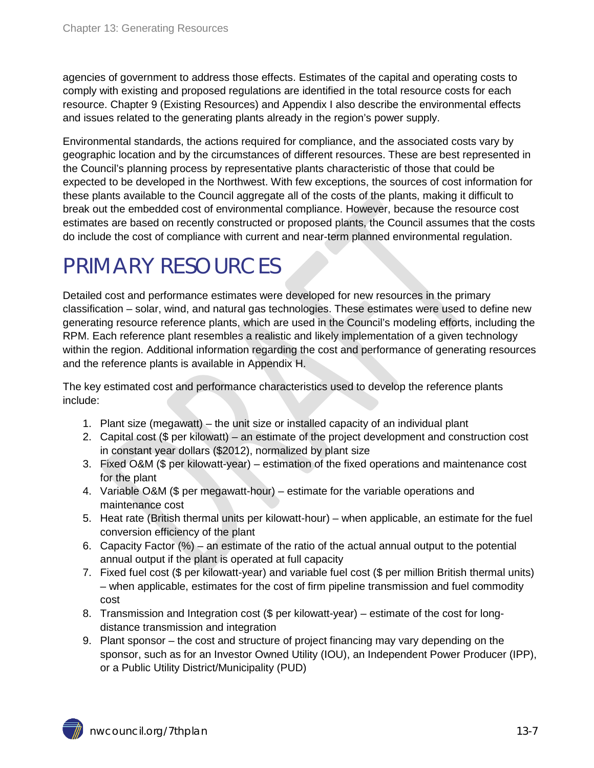agencies of government to address those effects. Estimates of the capital and operating costs to comply with existing and proposed regulations are identified in the total resource costs for each resource. Chapter 9 (Existing Resources) and Appendix I also describe the environmental effects and issues related to the generating plants already in the region's power supply.

Environmental standards, the actions required for compliance, and the associated costs vary by geographic location and by the circumstances of different resources. These are best represented in the Council's planning process by representative plants characteristic of those that could be expected to be developed in the Northwest. With few exceptions, the sources of cost information for these plants available to the Council aggregate all of the costs of the plants, making it difficult to break out the embedded cost of environmental compliance. However, because the resource cost estimates are based on recently constructed or proposed plants, the Council assumes that the costs do include the cost of compliance with current and near-term planned environmental regulation.

# PRIMARY RESOURCES

Detailed cost and performance estimates were developed for new resources in the primary classification – solar, wind, and natural gas technologies. These estimates were used to define new generating resource reference plants, which are used in the Council's modeling efforts, including the RPM. Each reference plant resembles a realistic and likely implementation of a given technology within the region. Additional information regarding the cost and performance of generating resources and the reference plants is available in Appendix H.

The key estimated cost and performance characteristics used to develop the reference plants include:

1. Plant size (megawatt) – the unit size or installed capacity of an individual plant
2. Capital cost ($ per kilowatt) – an estimate of the project development and construction cost in constant year dollars ($2012), normalized by plant size
3. Fixed O&M ($ per kilowatt-year) – estimation of the fixed operations and maintenance cost for the plant
4. Variable O&M ($ per megawatt-hour) – estimate for the variable operations and maintenance cost
5. Heat rate (British thermal units per kilowatt-hour) – when applicable, an estimate for the fuel conversion efficiency of the plant
6. Capacity Factor (%) – an estimate of the ratio of the actual annual output to the potential annual output if the plant is operated at full capacity
7. Fixed fuel cost ($ per kilowatt-year) and variable fuel cost ($ per million British thermal units) – when applicable, estimates for the cost of firm pipeline transmission and fuel commodity cost
8. Transmission and Integration cost ($ per kilowatt-year) – estimate of the cost for long-distance transmission and integration
9. Plant sponsor – the cost and structure of project financing may vary depending on the sponsor, such as for an Investor Owned Utility (IOU), an Independent Power Producer (IPP), or a Public Utility District/Municipality (PUD)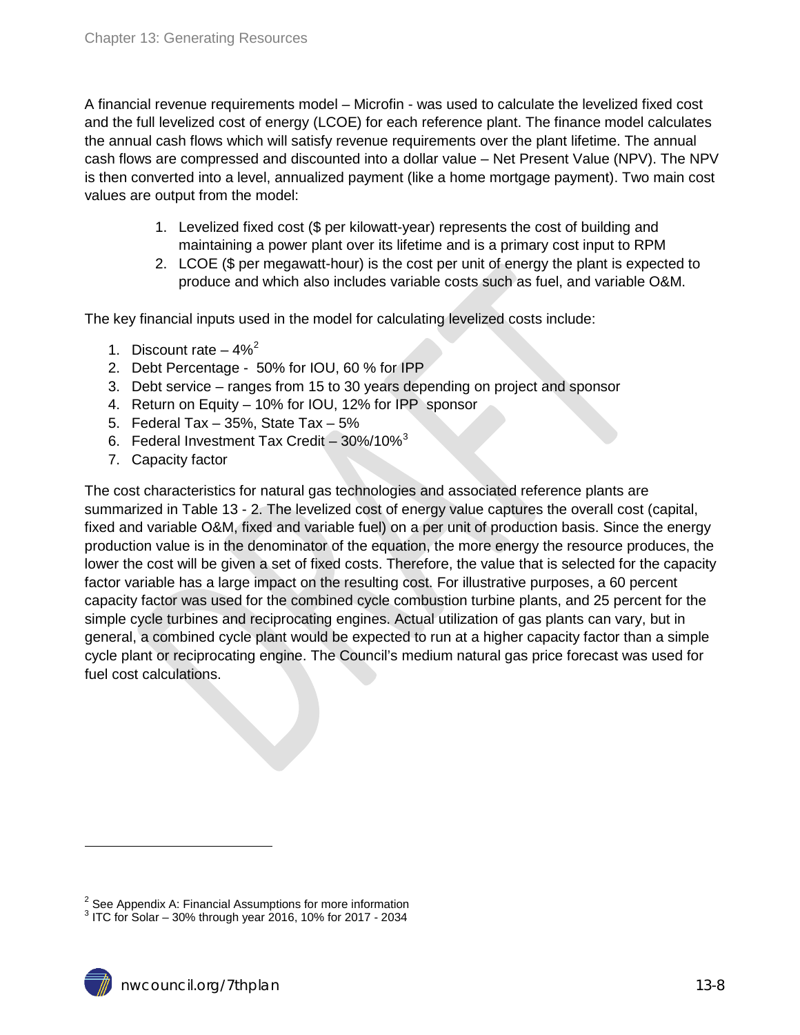A financial revenue requirements model – Microfin - was used to calculate the levelized fixed cost and the full levelized cost of energy (LCOE) for each reference plant. The finance model calculates the annual cash flows which will satisfy revenue requirements over the plant lifetime. The annual cash flows are compressed and discounted into a dollar value – Net Present Value (NPV). The NPV is then converted into a level, annualized payment (like a home mortgage payment). Two main cost values are output from the model:

1. Levelized fixed cost ($ per kilowatt-year) represents the cost of building and maintaining a power plant over its lifetime and is a primary cost input to RPM
2. LCOE ($ per megawatt-hour) is the cost per unit of energy the plant is expected to produce and which also includes variable costs such as fuel, and variable O&M.

The key financial inputs used in the model for calculating levelized costs include:

1. Discount rate – 4%[2]
2. Debt Percentage - 50% for IOU, 60 % for IPP
3. Debt service – ranges from 15 to 30 years depending on project and sponsor
4. Return on Equity – 10% for IOU, 12% for IPP sponsor
5. Federal Tax – 35%, State Tax – 5%
6. Federal Investment Tax Credit – 30%/10%[3]
7. Capacity factor

The cost characteristics for natural gas technologies and associated reference plants are summarized in Table 13 - 2. The levelized cost of energy value captures the overall cost (capital, fixed and variable O&M, fixed and variable fuel) on a per unit of production basis. Since the energy production value is in the denominator of the equation, the more energy the resource produces, the lower the cost will be given a set of fixed costs. Therefore, the value that is selected for the capacity factor variable has a large impact on the resulting cost. For illustrative purposes, a 60 percent capacity factor was used for the combined cycle combustion turbine plants, and 25 percent for the simple cycle turbines and reciprocating engines. Actual utilization of gas plants can vary, but in general, a combined cycle plant would be expected to run at a higher capacity factor than a simple cycle plant or reciprocating engine. The Council's medium natural gas price forecast was used for fuel cost calculations.

---

[2] See Appendix A: Financial Assumptions for more information

[3] ITC for Solar – 30% through year 2016, 10% for 2017 - 2034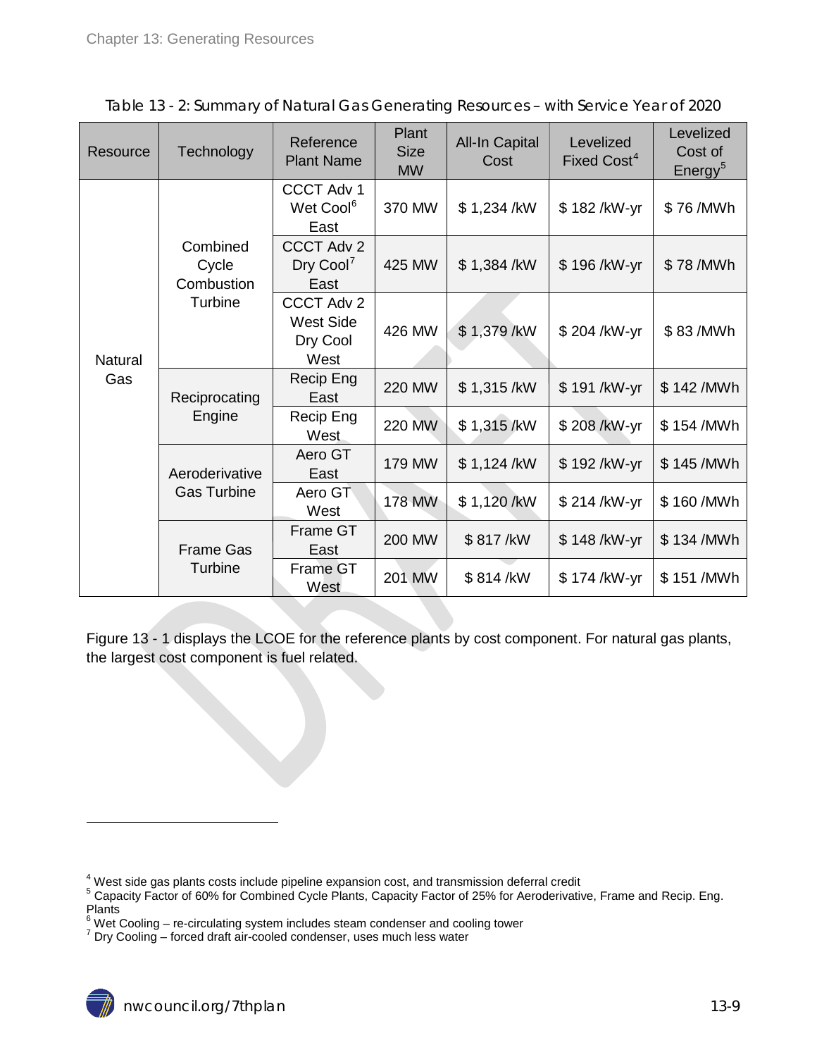Table 13 - 2: Summary of Natural Gas Generating Resources – with Service Year of 2020

| Resource | Technology | Reference Plant Name | Plant Size MW | All-In Capital Cost | Levelized Fixed Cost[4] | Levelized Cost of Energy[5] |
|---|---|---|---|---|---|---|
| Natural Gas | Combined Cycle Combustion Turbine | CCCT Adv 1 Wet Cool[6] East | 370 MW | $ 1,234 /kW | $ 182 /kW-yr | $ 76 /MWh |
| | | CCCT Adv 2 Dry Cool[7] East | 425 MW | $ 1,384 /kW | $ 196 /kW-yr | $ 78 /MWh |
| | | CCCT Adv 2 West Side Dry Cool West | 426 MW | $ 1,379 /kW | $ 204 /kW-yr | $ 83 /MWh |
| | Reciprocating Engine | Recip Eng East | 220 MW | $ 1,315 /kW | $ 191 /kW-yr | $ 142 /MWh |
| | | Recip Eng West | 220 MW | $ 1,315 /kW | $ 208 /kW-yr | $ 154 /MWh |
| | Aeroderivative Gas Turbine | Aero GT East | 179 MW | $ 1,124 /kW | $ 192 /kW-yr | $ 145 /MWh |
| | | Aero GT West | 178 MW | $ 1,120 /kW | $ 214 /kW-yr | $ 160 /MWh |
| | Frame Gas Turbine | Frame GT East | 200 MW | $ 817 /kW | $ 148 /kW-yr | $ 134 /MWh |
| | | Frame GT West | 201 MW | $ 814 /kW | $ 174 /kW-yr | $ 151 /MWh |

Figure 13 - 1 displays the LCOE for the reference plants by cost component. For natural gas plants, the largest cost component is fuel related.

[4] West side gas plants costs include pipeline expansion cost, and transmission deferral credit

[5] Capacity Factor of 60% for Combined Cycle Plants, Capacity Factor of 25% for Aeroderivative, Frame and Recip. Eng. Plants

[6] Wet Cooling – re-circulating system includes steam condenser and cooling tower

[7] Dry Cooling – forced draft air-cooled condenser, uses much less water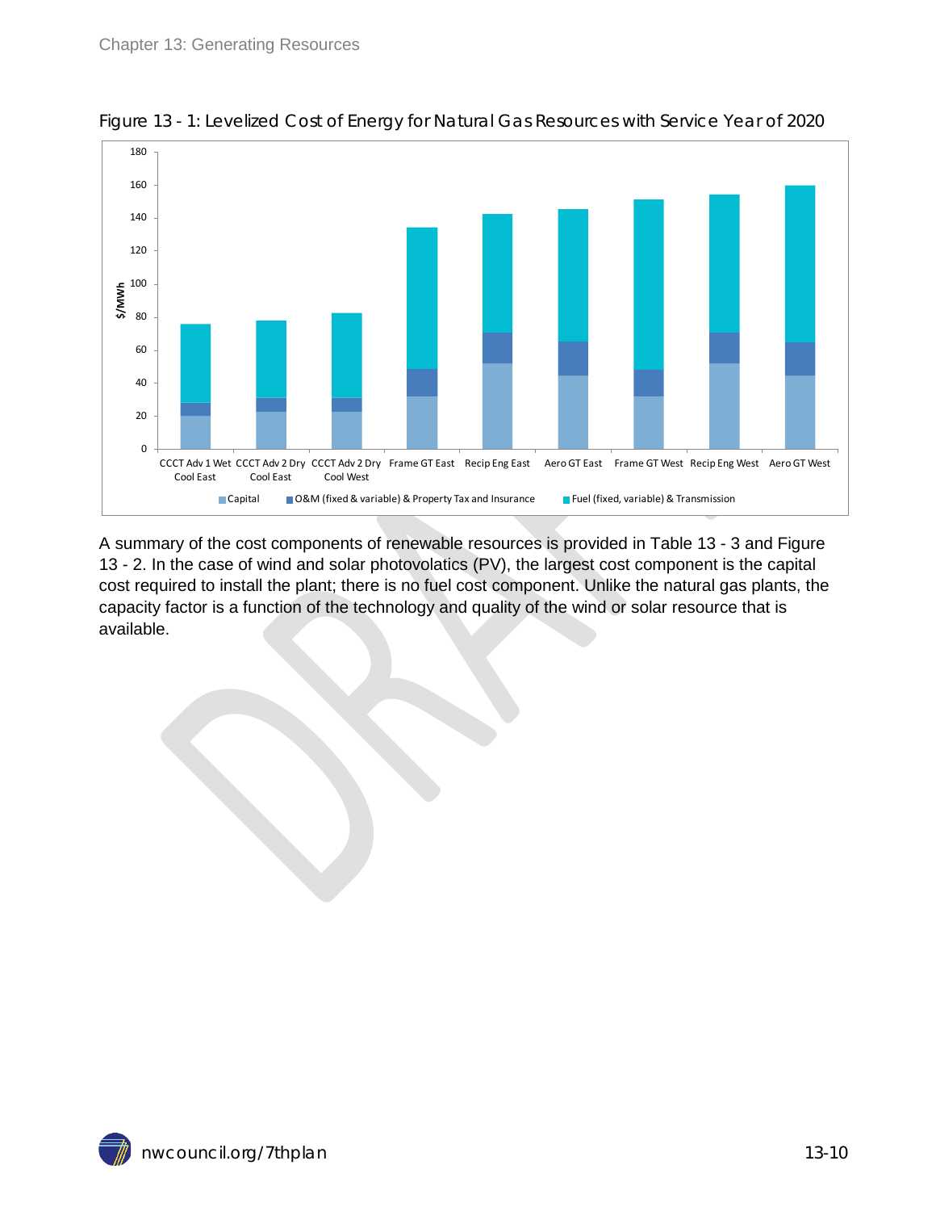Figure 13 - 1: Levelized Cost of Energy for Natural Gas Resources with Service Year of 2020

A summary of the cost components of renewable resources is provided in Table 13 - 3 and Figure 13 - 2. In the case of wind and solar photovolatics (PV), the largest cost component is the capital cost required to install the plant; there is no fuel cost component. Unlike the natural gas plants, the capacity factor is a function of the technology and quality of the wind or solar resource that is available.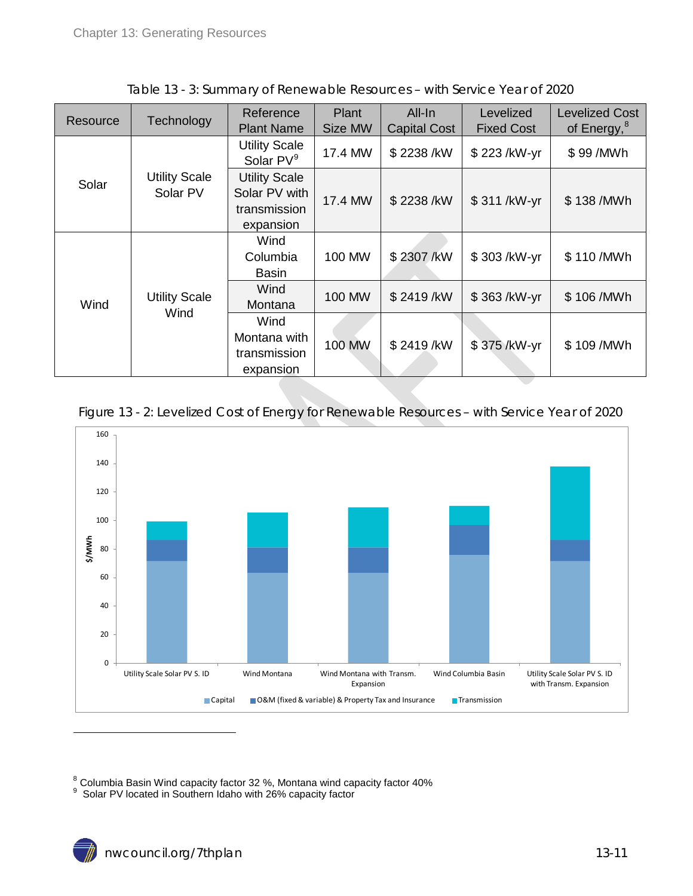Table 13 - 3: Summary of Renewable Resources – with Service Year of 2020

| Resource | Technology | Reference Plant Name | Plant Size MW | All-In Capital Cost | Levelized Fixed Cost | Levelized Cost of Energy,[8] |
|---|---|---|---|---|---|---|
| Solar | Utility Scale Solar PV | Utility Scale Solar PV[9] | 17.4 MW | $ 2238 /kW | $ 223 /kW-yr | $ 99 /MWh |
| | | Utility Scale Solar PV with transmission expansion | 17.4 MW | $ 2238 /kW | $ 311 /kW-yr | $ 138 /MWh |
| Wind | Utility Scale Wind | Wind Columbia Basin | 100 MW | $ 2307 /kW | $ 303 /kW-yr | $ 110 /MWh |
| | | Wind Montana | 100 MW | $ 2419 /kW | $ 363 /kW-yr | $ 106 /MWh |
| | | Wind Montana with transmission expansion | 100 MW | $ 2419 /kW | $ 375 /kW-yr | $ 109 /MWh |

Figure 13 - 2: Levelized Cost of Energy for Renewable Resources – with Service Year of 2020

[8] Columbia Basin Wind capacity factor 32 %, Montana wind capacity factor 40%

[9] Solar PV located in Southern Idaho with 26% capacity factor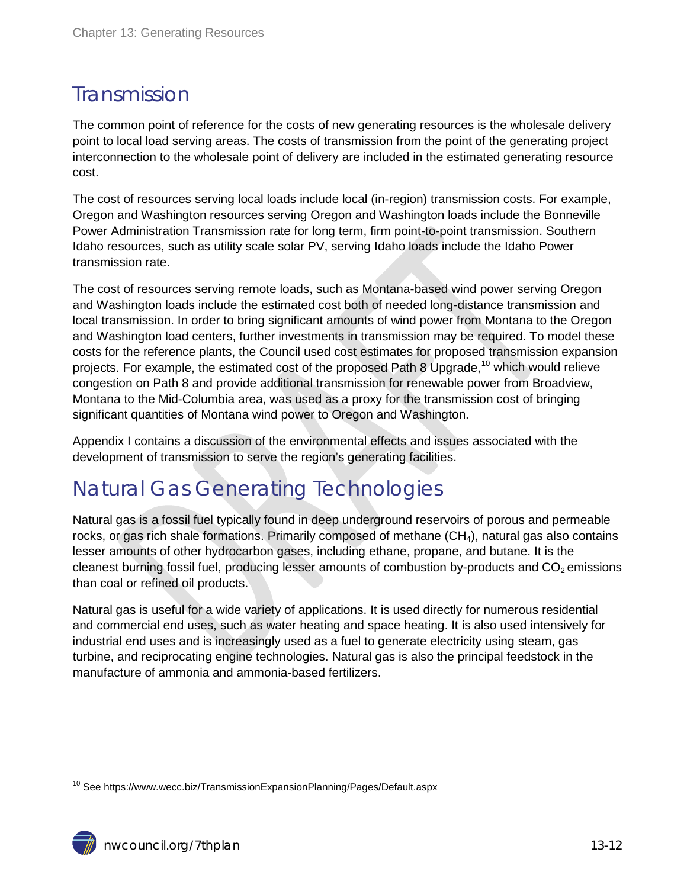## Transmission

The common point of reference for the costs of new generating resources is the wholesale delivery point to local load serving areas. The costs of transmission from the point of the generating project interconnection to the wholesale point of delivery are included in the estimated generating resource cost.

The cost of resources serving local loads include local (in-region) transmission costs. For example, Oregon and Washington resources serving Oregon and Washington loads include the Bonneville Power Administration Transmission rate for long term, firm point-to-point transmission. Southern Idaho resources, such as utility scale solar PV, serving Idaho loads include the Idaho Power transmission rate.

The cost of resources serving remote loads, such as Montana-based wind power serving Oregon and Washington loads include the estimated cost both of needed long-distance transmission and local transmission. In order to bring significant amounts of wind power from Montana to the Oregon and Washington load centers, further investments in transmission may be required. To model these costs for the reference plants, the Council used cost estimates for proposed transmission expansion projects. For example, the estimated cost of the proposed Path 8 Upgrade,[10] which would relieve congestion on Path 8 and provide additional transmission for renewable power from Broadview, Montana to the Mid-Columbia area, was used as a proxy for the transmission cost of bringing significant quantities of Montana wind power to Oregon and Washington.

Appendix I contains a discussion of the environmental effects and issues associated with the development of transmission to serve the region's generating facilities.

## Natural Gas Generating Technologies

Natural gas is a fossil fuel typically found in deep underground reservoirs of porous and permeable rocks, or gas rich shale formations. Primarily composed of methane ($CH_4$), natural gas also contains lesser amounts of other hydrocarbon gases, including ethane, propane, and butane. It is the cleanest burning fossil fuel, producing lesser amounts of combustion by-products and $CO_2$ emissions than coal or refined oil products.

Natural gas is useful for a wide variety of applications. It is used directly for numerous residential and commercial end uses, such as water heating and space heating. It is also used intensively for industrial end uses and is increasingly used as a fuel to generate electricity using steam, gas turbine, and reciprocating engine technologies. Natural gas is also the principal feedstock in the manufacture of ammonia and ammonia-based fertilizers.

---

[10] See https://www.wecc.biz/TransmissionExpansionPlanning/Pages/Default.aspx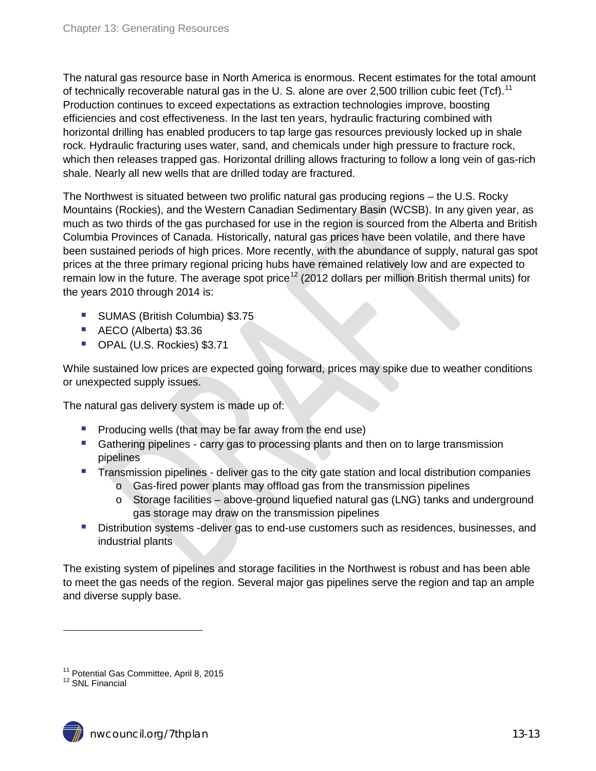The natural gas resource base in North America is enormous. Recent estimates for the total amount of technically recoverable natural gas in the U. S. alone are over 2,500 trillion cubic feet (Tcf).[11] Production continues to exceed expectations as extraction technologies improve, boosting efficiencies and cost effectiveness. In the last ten years, hydraulic fracturing combined with horizontal drilling has enabled producers to tap large gas resources previously locked up in shale rock. Hydraulic fracturing uses water, sand, and chemicals under high pressure to fracture rock, which then releases trapped gas. Horizontal drilling allows fracturing to follow a long vein of gas-rich shale. Nearly all new wells that are drilled today are fractured.

The Northwest is situated between two prolific natural gas producing regions – the U.S. Rocky Mountains (Rockies), and the Western Canadian Sedimentary Basin (WCSB). In any given year, as much as two thirds of the gas purchased for use in the region is sourced from the Alberta and British Columbia Provinces of Canada. Historically, natural gas prices have been volatile, and there have been sustained periods of high prices. More recently, with the abundance of supply, natural gas spot prices at the three primary regional pricing hubs have remained relatively low and are expected to remain low in the future. The average spot price[12] (2012 dollars per million British thermal units) for the years 2010 through 2014 is:

- SUMAS (British Columbia) $3.75
- AECO (Alberta) $3.36
- OPAL (U.S. Rockies) $3.71

While sustained low prices are expected going forward, prices may spike due to weather conditions or unexpected supply issues.

The natural gas delivery system is made up of:

- Producing wells (that may be far away from the end use)
- Gathering pipelines - carry gas to processing plants and then on to large transmission pipelines
- Transmission pipelines - deliver gas to the city gate station and local distribution companies
  - Gas-fired power plants may offload gas from the transmission pipelines
  - Storage facilities – above-ground liquefied natural gas (LNG) tanks and underground gas storage may draw on the transmission pipelines
- Distribution systems -deliver gas to end-use customers such as residences, businesses, and industrial plants

The existing system of pipelines and storage facilities in the Northwest is robust and has been able to meet the gas needs of the region. Several major gas pipelines serve the region and tap an ample and diverse supply base.

---

[11] Potential Gas Committee, April 8, 2015

[12] SNL Financial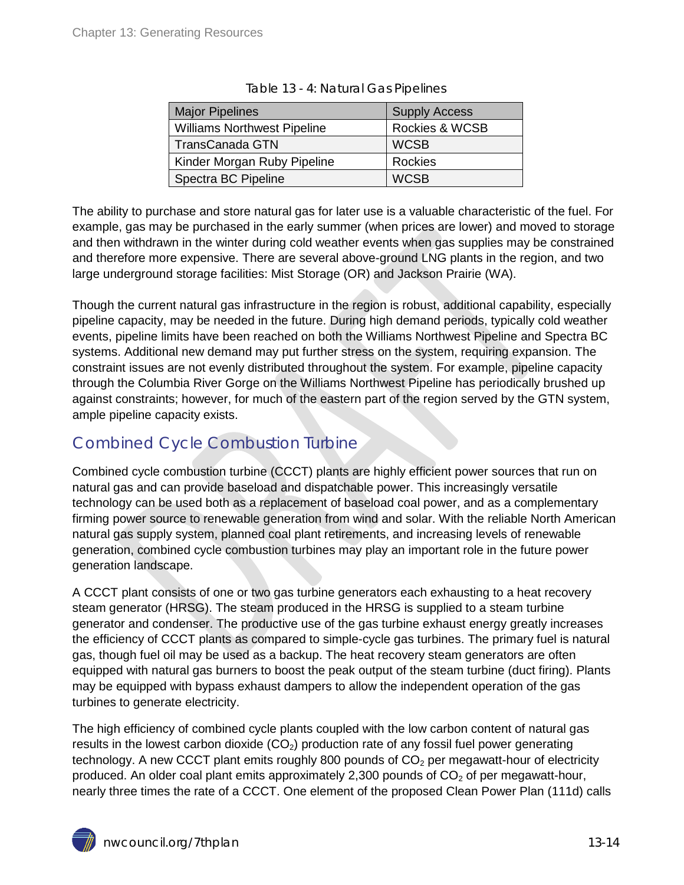Table 13 - 4: Natural Gas Pipelines

| Major Pipelines | Supply Access |
|---|---|
| Williams Northwest Pipeline | Rockies & WCSB |
| TransCanada GTN | WCSB |
| Kinder Morgan Ruby Pipeline | Rockies |
| Spectra BC Pipeline | WCSB |

The ability to purchase and store natural gas for later use is a valuable characteristic of the fuel. For example, gas may be purchased in the early summer (when prices are lower) and moved to storage and then withdrawn in the winter during cold weather events when gas supplies may be constrained and therefore more expensive. There are several above-ground LNG plants in the region, and two large underground storage facilities: Mist Storage (OR) and Jackson Prairie (WA).

Though the current natural gas infrastructure in the region is robust, additional capability, especially pipeline capacity, may be needed in the future. During high demand periods, typically cold weather events, pipeline limits have been reached on both the Williams Northwest Pipeline and Spectra BC systems. Additional new demand may put further stress on the system, requiring expansion. The constraint issues are not evenly distributed throughout the system. For example, pipeline capacity through the Columbia River Gorge on the Williams Northwest Pipeline has periodically brushed up against constraints; however, for much of the eastern part of the region served by the GTN system, ample pipeline capacity exists.

## Combined Cycle Combustion Turbine

Combined cycle combustion turbine (CCCT) plants are highly efficient power sources that run on natural gas and can provide baseload and dispatchable power. This increasingly versatile technology can be used both as a replacement of baseload coal power, and as a complementary firming power source to renewable generation from wind and solar. With the reliable North American natural gas supply system, planned coal plant retirements, and increasing levels of renewable generation, combined cycle combustion turbines may play an important role in the future power generation landscape.

A CCCT plant consists of one or two gas turbine generators each exhausting to a heat recovery steam generator (HRSG). The steam produced in the HRSG is supplied to a steam turbine generator and condenser. The productive use of the gas turbine exhaust energy greatly increases the efficiency of CCCT plants as compared to simple-cycle gas turbines. The primary fuel is natural gas, though fuel oil may be used as a backup. The heat recovery steam generators are often equipped with natural gas burners to boost the peak output of the steam turbine (duct firing). Plants may be equipped with bypass exhaust dampers to allow the independent operation of the gas turbines to generate electricity.

The high efficiency of combined cycle plants coupled with the low carbon content of natural gas results in the lowest carbon dioxide ($CO_2$) production rate of any fossil fuel power generating technology. A new CCCT plant emits roughly 800 pounds of $CO_2$ per megawatt-hour of electricity produced. An older coal plant emits approximately 2,300 pounds of $CO_2$ of per megawatt-hour, nearly three times the rate of a CCCT. One element of the proposed Clean Power Plan (111d) calls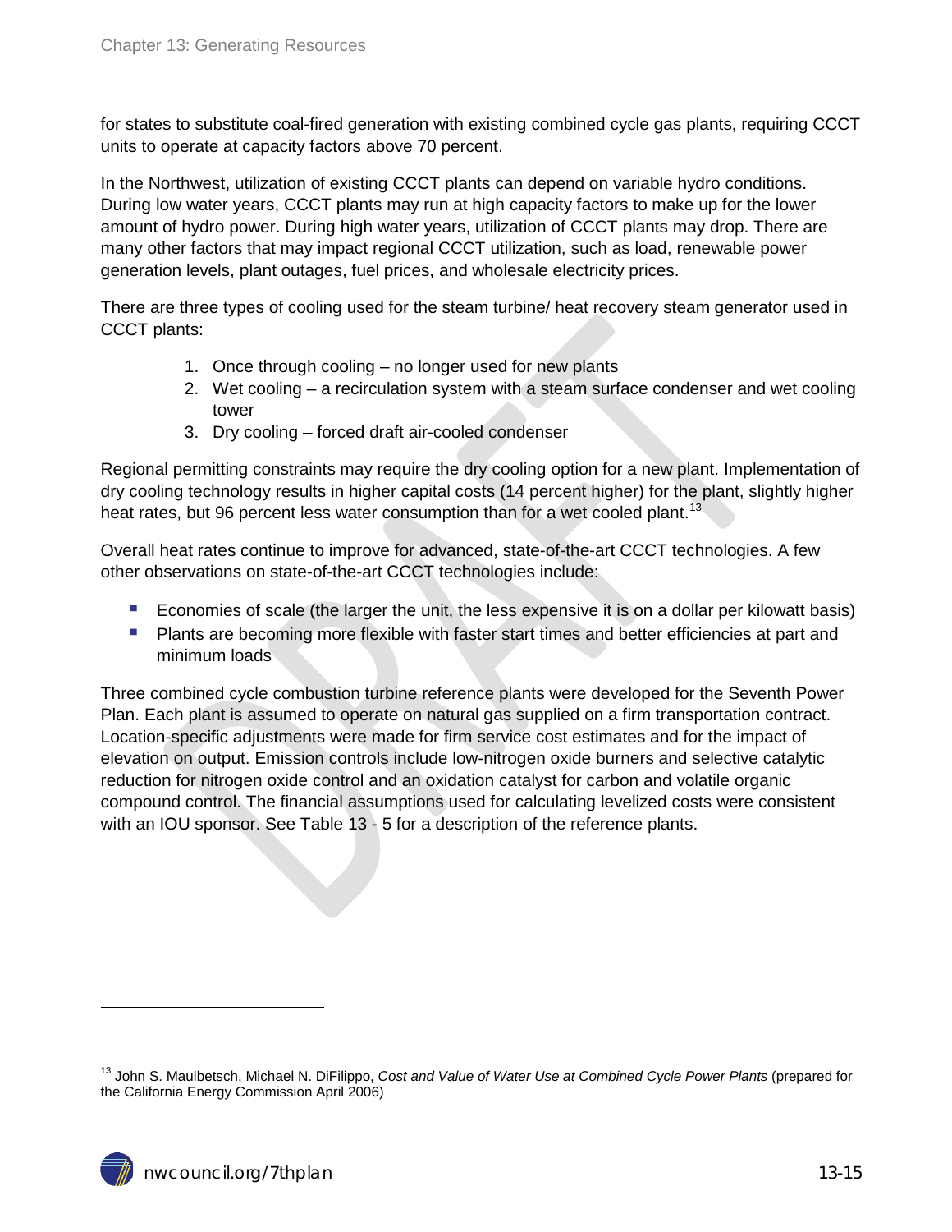for states to substitute coal-fired generation with existing combined cycle gas plants, requiring CCCT units to operate at capacity factors above 70 percent.

In the Northwest, utilization of existing CCCT plants can depend on variable hydro conditions. During low water years, CCCT plants may run at high capacity factors to make up for the lower amount of hydro power. During high water years, utilization of CCCT plants may drop. There are many other factors that may impact regional CCCT utilization, such as load, renewable power generation levels, plant outages, fuel prices, and wholesale electricity prices.

There are three types of cooling used for the steam turbine/ heat recovery steam generator used in CCCT plants:

1. Once through cooling – no longer used for new plants
2. Wet cooling – a recirculation system with a steam surface condenser and wet cooling tower
3. Dry cooling – forced draft air-cooled condenser

Regional permitting constraints may require the dry cooling option for a new plant. Implementation of dry cooling technology results in higher capital costs (14 percent higher) for the plant, slightly higher heat rates, but 96 percent less water consumption than for a wet cooled plant.[13]

Overall heat rates continue to improve for advanced, state-of-the-art CCCT technologies. A few other observations on state-of-the-art CCCT technologies include:

- Economies of scale (the larger the unit, the less expensive it is on a dollar per kilowatt basis)
- Plants are becoming more flexible with faster start times and better efficiencies at part and minimum loads

Three combined cycle combustion turbine reference plants were developed for the Seventh Power Plan. Each plant is assumed to operate on natural gas supplied on a firm transportation contract. Location-specific adjustments were made for firm service cost estimates and for the impact of elevation on output. Emission controls include low-nitrogen oxide burners and selective catalytic reduction for nitrogen oxide control and an oxidation catalyst for carbon and volatile organic compound control. The financial assumptions used for calculating levelized costs were consistent with an IOU sponsor. See Table 13 - 5 for a description of the reference plants.

[13] John S. Maulbetsch, Michael N. DiFilippo, *Cost and Value of Water Use at Combined Cycle Power Plants* (prepared for the California Energy Commission April 2006)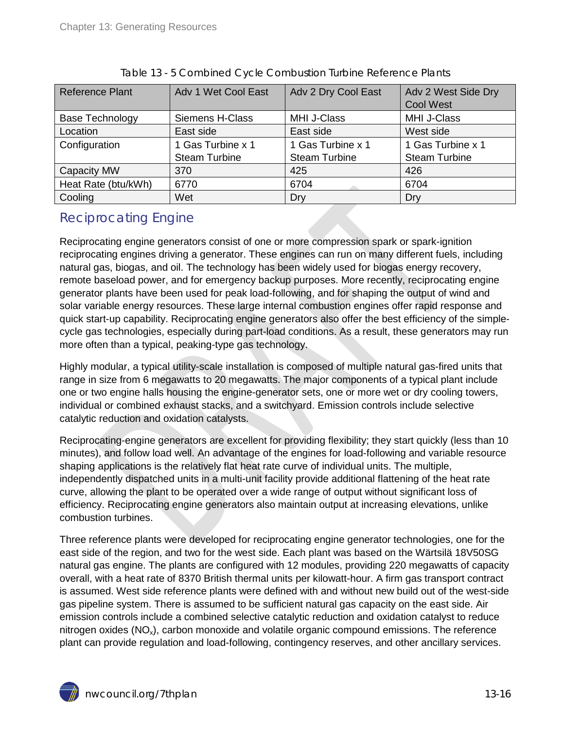Table 13 - 5 Combined Cycle Combustion Turbine Reference Plants

| Reference Plant | Adv 1 Wet Cool East | Adv 2 Dry Cool East | Adv 2 West Side Dry Cool West |
|---|---|---|---|
| Base Technology | Siemens H-Class | MHI J-Class | MHI J-Class |
| Location | East side | East side | West side |
| Configuration | 1 Gas Turbine x 1 Steam Turbine | 1 Gas Turbine x 1 Steam Turbine | 1 Gas Turbine x 1 Steam Turbine |
| Capacity MW | 370 | 425 | 426 |
| Heat Rate (btu/kWh) | 6770 | 6704 | 6704 |
| Cooling | Wet | Dry | Dry |

## Reciprocating Engine

Reciprocating engine generators consist of one or more compression spark or spark-ignition reciprocating engines driving a generator. These engines can run on many different fuels, including natural gas, biogas, and oil. The technology has been widely used for biogas energy recovery, remote baseload power, and for emergency backup purposes. More recently, reciprocating engine generator plants have been used for peak load-following, and for shaping the output of wind and solar variable energy resources. These large internal combustion engines offer rapid response and quick start-up capability. Reciprocating engine generators also offer the best efficiency of the simple-cycle gas technologies, especially during part-load conditions. As a result, these generators may run more often than a typical, peaking-type gas technology.

Highly modular, a typical utility-scale installation is composed of multiple natural gas-fired units that range in size from 6 megawatts to 20 megawatts. The major components of a typical plant include one or two engine halls housing the engine-generator sets, one or more wet or dry cooling towers, individual or combined exhaust stacks, and a switchyard. Emission controls include selective catalytic reduction and oxidation catalysts.

Reciprocating-engine generators are excellent for providing flexibility; they start quickly (less than 10 minutes), and follow load well. An advantage of the engines for load-following and variable resource shaping applications is the relatively flat heat rate curve of individual units. The multiple, independently dispatched units in a multi-unit facility provide additional flattening of the heat rate curve, allowing the plant to be operated over a wide range of output without significant loss of efficiency. Reciprocating engine generators also maintain output at increasing elevations, unlike combustion turbines.

Three reference plants were developed for reciprocating engine generator technologies, one for the east side of the region, and two for the west side. Each plant was based on the Wärtsilä 18V50SG natural gas engine. The plants are configured with 12 modules, providing 220 megawatts of capacity overall, with a heat rate of 8370 British thermal units per kilowatt-hour. A firm gas transport contract is assumed. West side reference plants were defined with and without new build out of the west-side gas pipeline system. There is assumed to be sufficient natural gas capacity on the east side. Air emission controls include a combined selective catalytic reduction and oxidation catalyst to reduce nitrogen oxides ($NO_x$), carbon monoxide and volatile organic compound emissions. The reference plant can provide regulation and load-following, contingency reserves, and other ancillary services.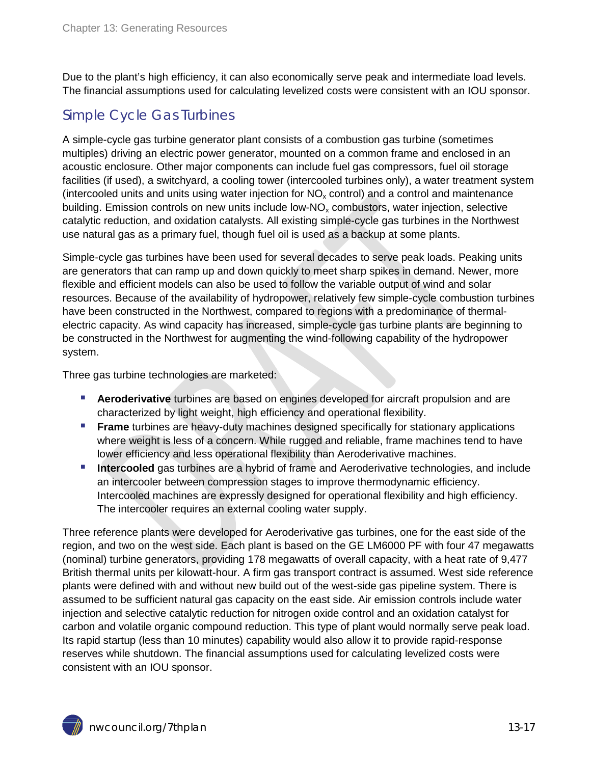Due to the plant's high efficiency, it can also economically serve peak and intermediate load levels. The financial assumptions used for calculating levelized costs were consistent with an IOU sponsor.

## Simple Cycle Gas Turbines

A simple-cycle gas turbine generator plant consists of a combustion gas turbine (sometimes multiples) driving an electric power generator, mounted on a common frame and enclosed in an acoustic enclosure. Other major components can include fuel gas compressors, fuel oil storage facilities (if used), a switchyard, a cooling tower (intercooled turbines only), a water treatment system (intercooled units and units using water injection for $NO_x$ control) and a control and maintenance building. Emission controls on new units include low-$NO_x$ combustors, water injection, selective catalytic reduction, and oxidation catalysts. All existing simple-cycle gas turbines in the Northwest use natural gas as a primary fuel, though fuel oil is used as a backup at some plants.

Simple-cycle gas turbines have been used for several decades to serve peak loads. Peaking units are generators that can ramp up and down quickly to meet sharp spikes in demand. Newer, more flexible and efficient models can also be used to follow the variable output of wind and solar resources. Because of the availability of hydropower, relatively few simple-cycle combustion turbines have been constructed in the Northwest, compared to regions with a predominance of thermal-electric capacity. As wind capacity has increased, simple-cycle gas turbine plants are beginning to be constructed in the Northwest for augmenting the wind-following capability of the hydropower system.

Three gas turbine technologies are marketed:

- **Aeroderivative** turbines are based on engines developed for aircraft propulsion and are characterized by light weight, high efficiency and operational flexibility.
- **Frame** turbines are heavy-duty machines designed specifically for stationary applications where weight is less of a concern. While rugged and reliable, frame machines tend to have lower efficiency and less operational flexibility than Aeroderivative machines.
- **Intercooled** gas turbines are a hybrid of frame and Aeroderivative technologies, and include an intercooler between compression stages to improve thermodynamic efficiency. Intercooled machines are expressly designed for operational flexibility and high efficiency. The intercooler requires an external cooling water supply.

Three reference plants were developed for Aeroderivative gas turbines, one for the east side of the region, and two on the west side. Each plant is based on the GE LM6000 PF with four 47 megawatts (nominal) turbine generators, providing 178 megawatts of overall capacity, with a heat rate of 9,477 British thermal units per kilowatt-hour. A firm gas transport contract is assumed. West side reference plants were defined with and without new build out of the west-side gas pipeline system. There is assumed to be sufficient natural gas capacity on the east side. Air emission controls include water injection and selective catalytic reduction for nitrogen oxide control and an oxidation catalyst for carbon and volatile organic compound reduction. This type of plant would normally serve peak load. Its rapid startup (less than 10 minutes) capability would also allow it to provide rapid-response reserves while shutdown. The financial assumptions used for calculating levelized costs were consistent with an IOU sponsor.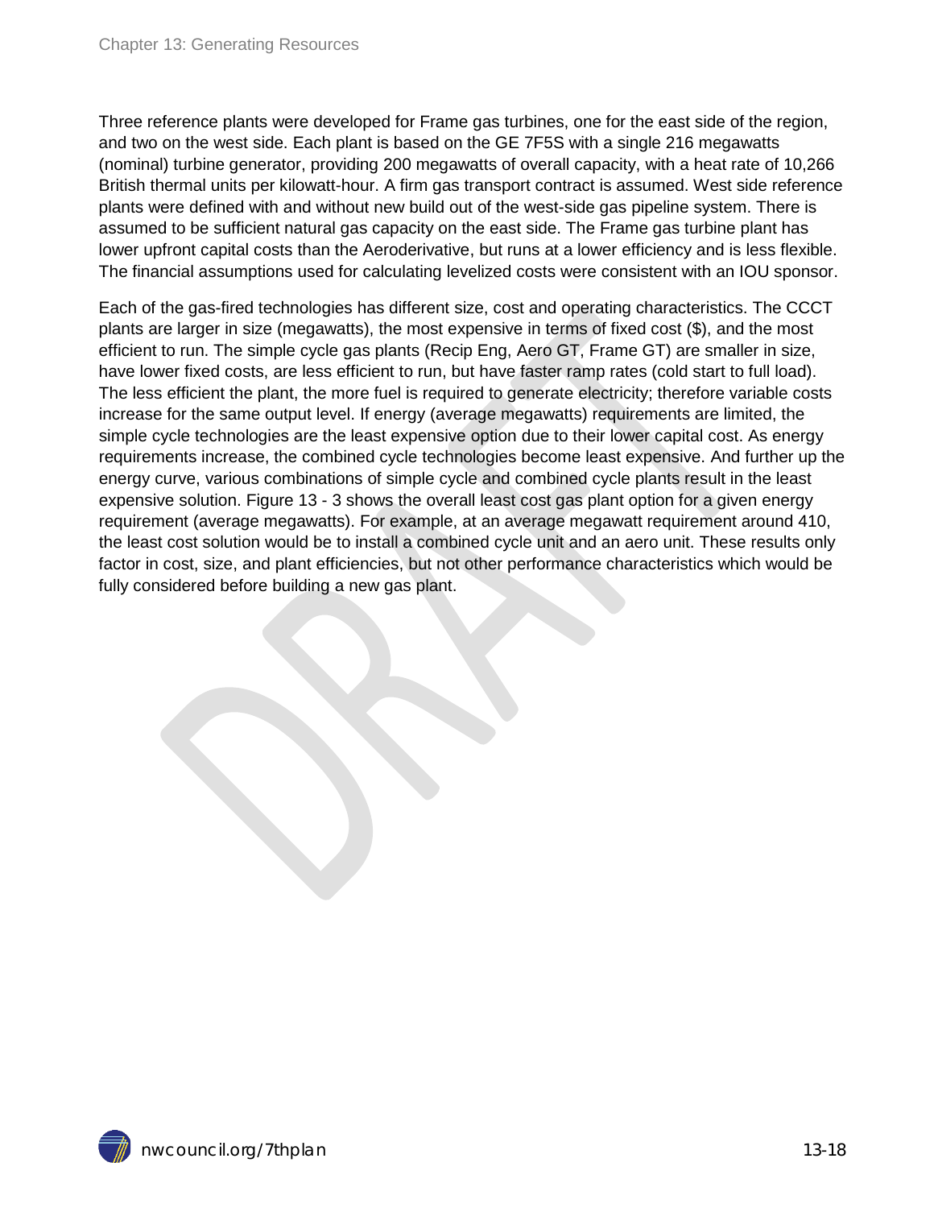Three reference plants were developed for Frame gas turbines, one for the east side of the region, and two on the west side. Each plant is based on the GE 7F5S with a single 216 megawatts (nominal) turbine generator, providing 200 megawatts of overall capacity, with a heat rate of 10,266 British thermal units per kilowatt-hour. A firm gas transport contract is assumed. West side reference plants were defined with and without new build out of the west-side gas pipeline system. There is assumed to be sufficient natural gas capacity on the east side. The Frame gas turbine plant has lower upfront capital costs than the Aeroderivative, but runs at a lower efficiency and is less flexible. The financial assumptions used for calculating levelized costs were consistent with an IOU sponsor.

Each of the gas-fired technologies has different size, cost and operating characteristics. The CCCT plants are larger in size (megawatts), the most expensive in terms of fixed cost ($), and the most efficient to run. The simple cycle gas plants (Recip Eng, Aero GT, Frame GT) are smaller in size, have lower fixed costs, are less efficient to run, but have faster ramp rates (cold start to full load). The less efficient the plant, the more fuel is required to generate electricity; therefore variable costs increase for the same output level. If energy (average megawatts) requirements are limited, the simple cycle technologies are the least expensive option due to their lower capital cost. As energy requirements increase, the combined cycle technologies become least expensive. And further up the energy curve, various combinations of simple cycle and combined cycle plants result in the least expensive solution. Figure 13 - 3 shows the overall least cost gas plant option for a given energy requirement (average megawatts). For example, at an average megawatt requirement around 410, the least cost solution would be to install a combined cycle unit and an aero unit. These results only factor in cost, size, and plant efficiencies, but not other performance characteristics which would be fully considered before building a new gas plant.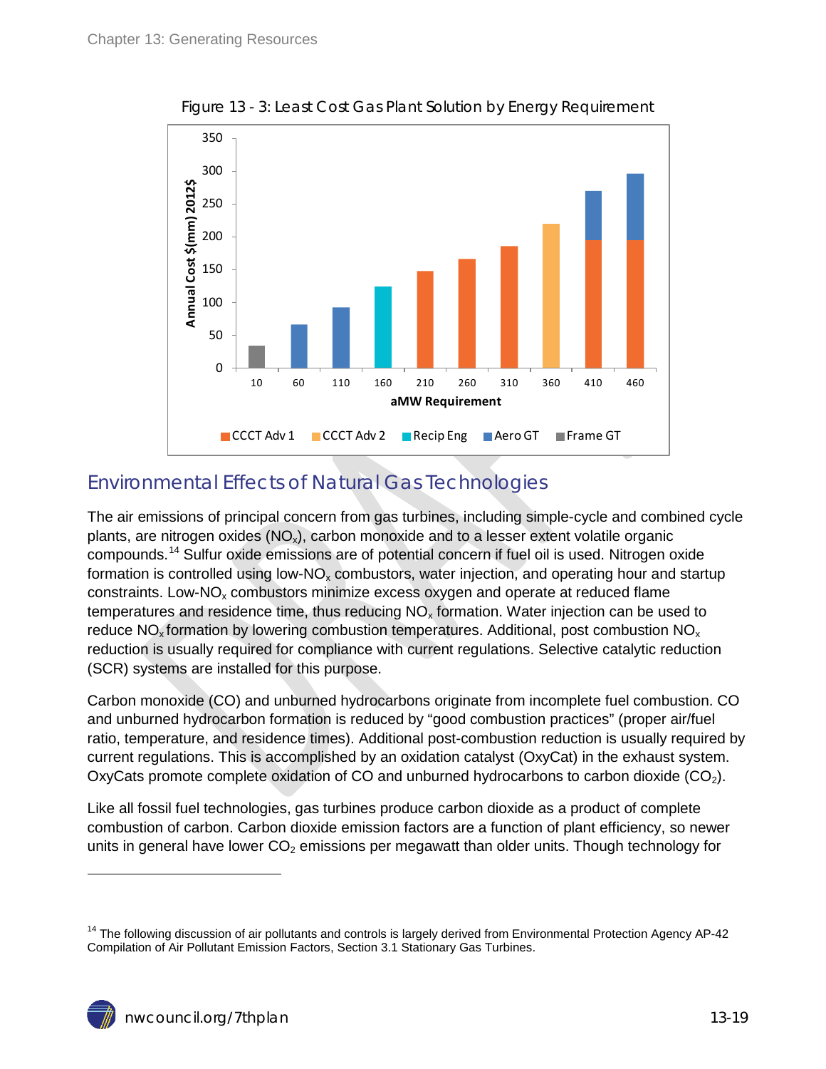Figure 13 - 3: Least Cost Gas Plant Solution by Energy Requirement

## Environmental Effects of Natural Gas Technologies

The air emissions of principal concern from gas turbines, including simple-cycle and combined cycle plants, are nitrogen oxides ($NO_x$), carbon monoxide and to a lesser extent volatile organic compounds.[14] Sulfur oxide emissions are of potential concern if fuel oil is used. Nitrogen oxide formation is controlled using low-$NO_x$ combustors, water injection, and operating hour and startup constraints. Low-$NO_x$ combustors minimize excess oxygen and operate at reduced flame temperatures and residence time, thus reducing $NO_x$ formation. Water injection can be used to reduce $NO_x$ formation by lowering combustion temperatures. Additional, post combustion $NO_x$ reduction is usually required for compliance with current regulations. Selective catalytic reduction (SCR) systems are installed for this purpose.

Carbon monoxide (CO) and unburned hydrocarbons originate from incomplete fuel combustion. CO and unburned hydrocarbon formation is reduced by "good combustion practices" (proper air/fuel ratio, temperature, and residence times). Additional post-combustion reduction is usually required by current regulations. This is accomplished by an oxidation catalyst (OxyCat) in the exhaust system. OxyCats promote complete oxidation of CO and unburned hydrocarbons to carbon dioxide ($CO_2$).

Like all fossil fuel technologies, gas turbines produce carbon dioxide as a product of complete combustion of carbon. Carbon dioxide emission factors are a function of plant efficiency, so newer units in general have lower $CO_2$ emissions per megawatt than older units. Though technology for

[14] The following discussion of air pollutants and controls is largely derived from Environmental Protection Agency AP-42 Compilation of Air Pollutant Emission Factors, Section 3.1 Stationary Gas Turbines.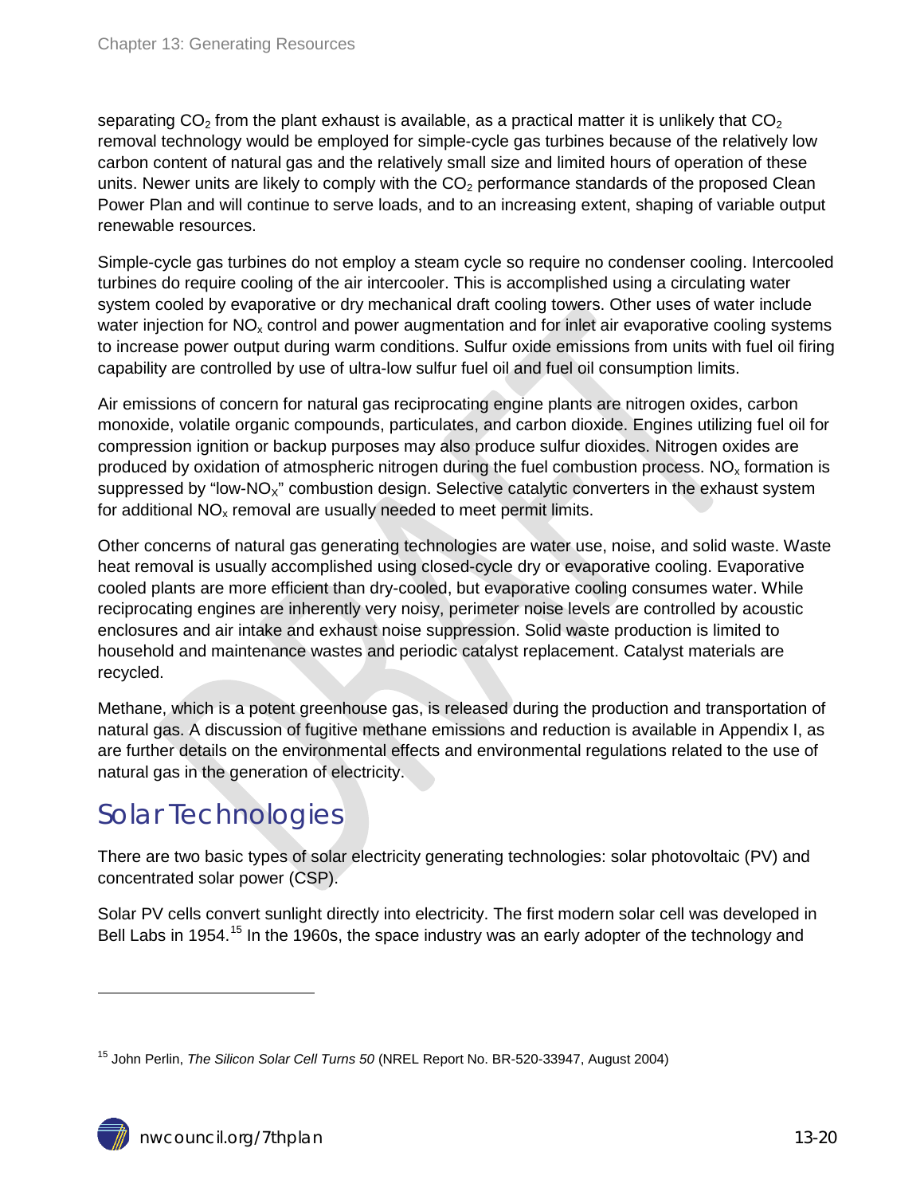separating $CO_2$ from the plant exhaust is available, as a practical matter it is unlikely that $CO_2$ removal technology would be employed for simple-cycle gas turbines because of the relatively low carbon content of natural gas and the relatively small size and limited hours of operation of these units. Newer units are likely to comply with the $CO_2$ performance standards of the proposed Clean Power Plan and will continue to serve loads, and to an increasing extent, shaping of variable output renewable resources.

Simple-cycle gas turbines do not employ a steam cycle so require no condenser cooling. Intercooled turbines do require cooling of the air intercooler. This is accomplished using a circulating water system cooled by evaporative or dry mechanical draft cooling towers. Other uses of water include water injection for $NO_x$ control and power augmentation and for inlet air evaporative cooling systems to increase power output during warm conditions. Sulfur oxide emissions from units with fuel oil firing capability are controlled by use of ultra-low sulfur fuel oil and fuel oil consumption limits.

Air emissions of concern for natural gas reciprocating engine plants are nitrogen oxides, carbon monoxide, volatile organic compounds, particulates, and carbon dioxide. Engines utilizing fuel oil for compression ignition or backup purposes may also produce sulfur dioxides. Nitrogen oxides are produced by oxidation of atmospheric nitrogen during the fuel combustion process. $NO_x$ formation is suppressed by "low-$NO_X$" combustion design. Selective catalytic converters in the exhaust system for additional $NO_x$ removal are usually needed to meet permit limits.

Other concerns of natural gas generating technologies are water use, noise, and solid waste. Waste heat removal is usually accomplished using closed-cycle dry or evaporative cooling. Evaporative cooled plants are more efficient than dry-cooled, but evaporative cooling consumes water. While reciprocating engines are inherently very noisy, perimeter noise levels are controlled by acoustic enclosures and air intake and exhaust noise suppression. Solid waste production is limited to household and maintenance wastes and periodic catalyst replacement. Catalyst materials are recycled.

Methane, which is a potent greenhouse gas, is released during the production and transportation of natural gas. A discussion of fugitive methane emissions and reduction is available in Appendix I, as are further details on the environmental effects and environmental regulations related to the use of natural gas in the generation of electricity.

## Solar Technologies

There are two basic types of solar electricity generating technologies: solar photovoltaic (PV) and concentrated solar power (CSP).

Solar PV cells convert sunlight directly into electricity. The first modern solar cell was developed in Bell Labs in 1954.[15] In the 1960s, the space industry was an early adopter of the technology and

[15] John Perlin, *The Silicon Solar Cell Turns 50* (NREL Report No. BR-520-33947, August 2004)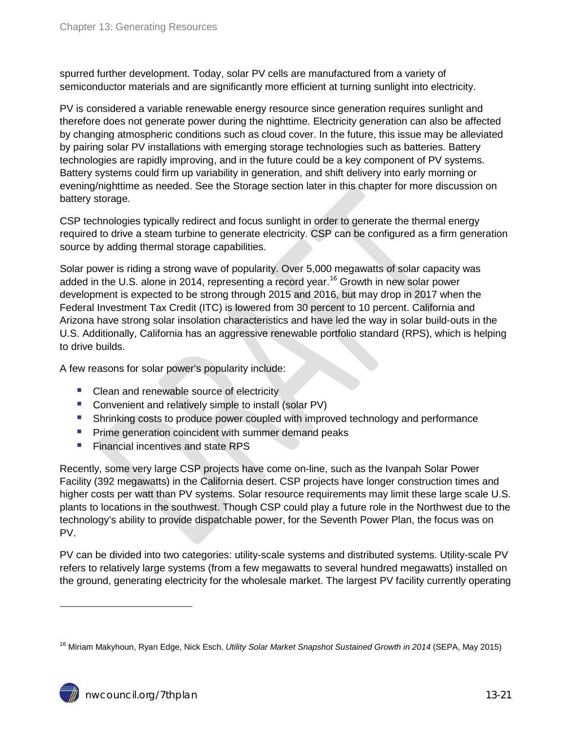spurred further development. Today, solar PV cells are manufactured from a variety of semiconductor materials and are significantly more efficient at turning sunlight into electricity.

PV is considered a variable renewable energy resource since generation requires sunlight and therefore does not generate power during the nighttime. Electricity generation can also be affected by changing atmospheric conditions such as cloud cover. In the future, this issue may be alleviated by pairing solar PV installations with emerging storage technologies such as batteries. Battery technologies are rapidly improving, and in the future could be a key component of PV systems. Battery systems could firm up variability in generation, and shift delivery into early morning or evening/nighttime as needed. See the Storage section later in this chapter for more discussion on battery storage.

CSP technologies typically redirect and focus sunlight in order to generate the thermal energy required to drive a steam turbine to generate electricity. CSP can be configured as a firm generation source by adding thermal storage capabilities.

Solar power is riding a strong wave of popularity. Over 5,000 megawatts of solar capacity was added in the U.S. alone in 2014, representing a record year.[16] Growth in new solar power development is expected to be strong through 2015 and 2016, but may drop in 2017 when the Federal Investment Tax Credit (ITC) is lowered from 30 percent to 10 percent. California and Arizona have strong solar insolation characteristics and have led the way in solar build-outs in the U.S. Additionally, California has an aggressive renewable portfolio standard (RPS), which is helping to drive builds.

A few reasons for solar power's popularity include:

- Clean and renewable source of electricity
- Convenient and relatively simple to install (solar PV)
- Shrinking costs to produce power coupled with improved technology and performance
- Prime generation coincident with summer demand peaks
- Financial incentives and state RPS

Recently, some very large CSP projects have come on-line, such as the Ivanpah Solar Power Facility (392 megawatts) in the California desert. CSP projects have longer construction times and higher costs per watt than PV systems. Solar resource requirements may limit these large scale U.S. plants to locations in the southwest. Though CSP could play a future role in the Northwest due to the technology's ability to provide dispatchable power, for the Seventh Power Plan, the focus was on PV.

PV can be divided into two categories: utility-scale systems and distributed systems. Utility-scale PV refers to relatively large systems (from a few megawatts to several hundred megawatts) installed on the ground, generating electricity for the wholesale market. The largest PV facility currently operating

[16] Miriam Makyhoun, Ryan Edge, Nick Esch, *Utility Solar Market Snapshot Sustained Growth in 2014* (SEPA, May 2015)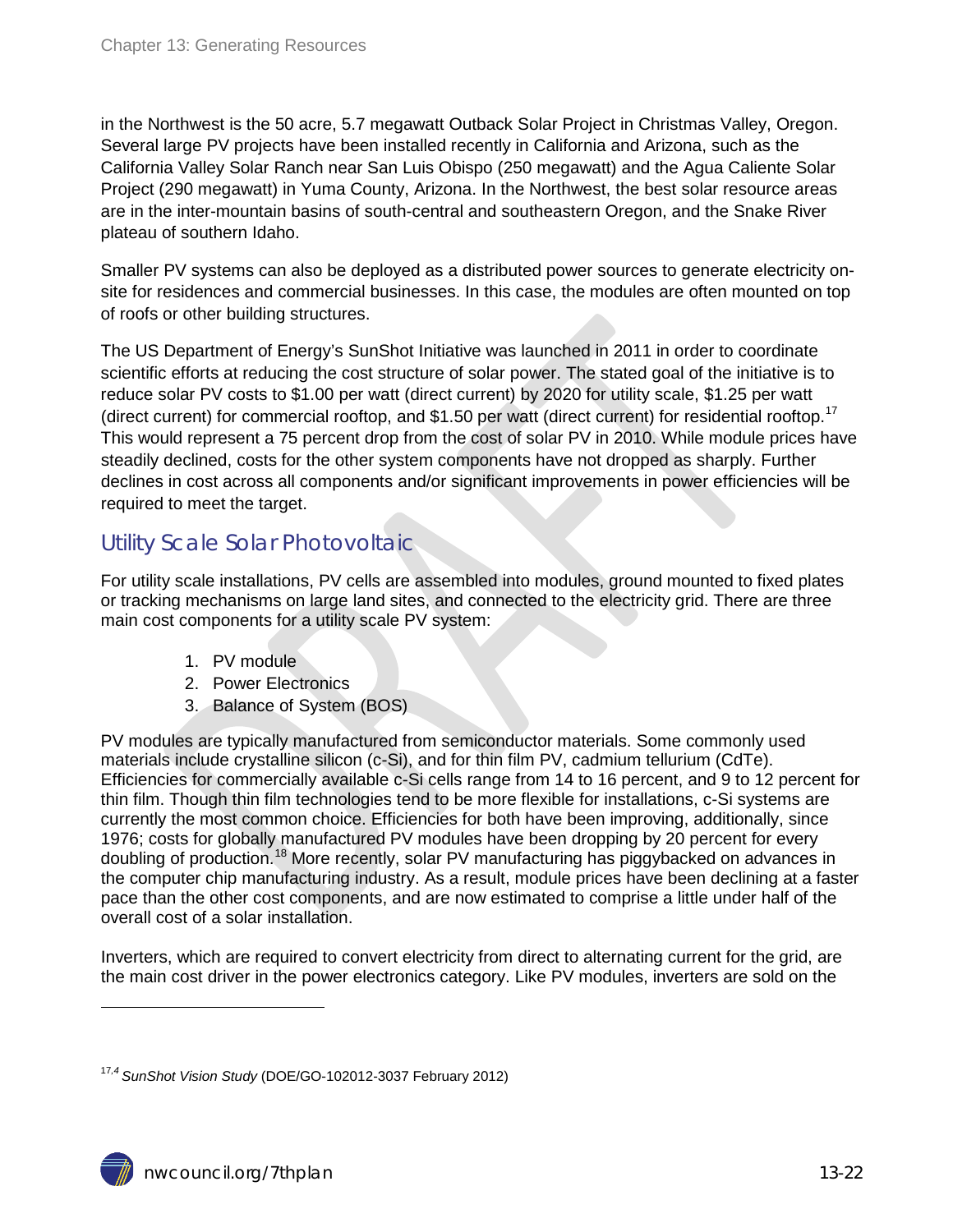in the Northwest is the 50 acre, 5.7 megawatt Outback Solar Project in Christmas Valley, Oregon. Several large PV projects have been installed recently in California and Arizona, such as the California Valley Solar Ranch near San Luis Obispo (250 megawatt) and the Agua Caliente Solar Project (290 megawatt) in Yuma County, Arizona. In the Northwest, the best solar resource areas are in the inter-mountain basins of south-central and southeastern Oregon, and the Snake River plateau of southern Idaho.

Smaller PV systems can also be deployed as a distributed power sources to generate electricity on-site for residences and commercial businesses. In this case, the modules are often mounted on top of roofs or other building structures.

The US Department of Energy's SunShot Initiative was launched in 2011 in order to coordinate scientific efforts at reducing the cost structure of solar power. The stated goal of the initiative is to reduce solar PV costs to $1.00 per watt (direct current) by 2020 for utility scale, $1.25 per watt (direct current) for commercial rooftop, and $1.50 per watt (direct current) for residential rooftop.[17] This would represent a 75 percent drop from the cost of solar PV in 2010. While module prices have steadily declined, costs for the other system components have not dropped as sharply. Further declines in cost across all components and/or significant improvements in power efficiencies will be required to meet the target.

## Utility Scale Solar Photovoltaic

For utility scale installations, PV cells are assembled into modules, ground mounted to fixed plates or tracking mechanisms on large land sites, and connected to the electricity grid. There are three main cost components for a utility scale PV system:

1. PV module
2. Power Electronics
3. Balance of System (BOS)

PV modules are typically manufactured from semiconductor materials. Some commonly used materials include crystalline silicon (c-Si), and for thin film PV, cadmium tellurium (CdTe). Efficiencies for commercially available c-Si cells range from 14 to 16 percent, and 9 to 12 percent for thin film. Though thin film technologies tend to be more flexible for installations, c-Si systems are currently the most common choice. Efficiencies for both have been improving, additionally, since 1976; costs for globally manufactured PV modules have been dropping by 20 percent for every doubling of production.[18] More recently, solar PV manufacturing has piggybacked on advances in the computer chip manufacturing industry. As a result, module prices have been declining at a faster pace than the other cost components, and are now estimated to comprise a little under half of the overall cost of a solar installation.

Inverters, which are required to convert electricity from direct to alternating current for the grid, are the main cost driver in the power electronics category. Like PV modules, inverters are sold on the

---

[17,4] *SunShot Vision Study* (DOE/GO-102012-3037 February 2012)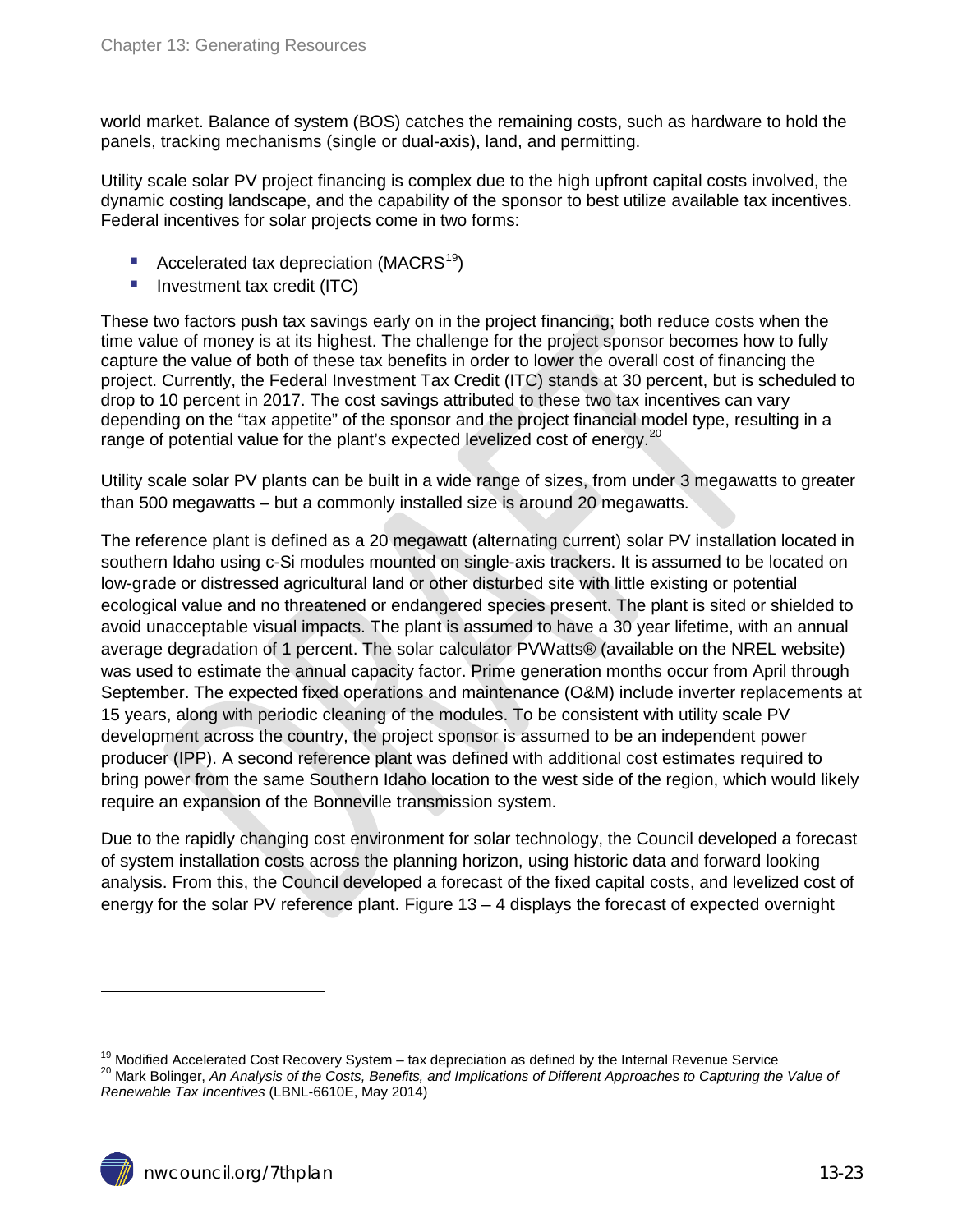world market. Balance of system (BOS) catches the remaining costs, such as hardware to hold the panels, tracking mechanisms (single or dual-axis), land, and permitting.

Utility scale solar PV project financing is complex due to the high upfront capital costs involved, the dynamic costing landscape, and the capability of the sponsor to best utilize available tax incentives. Federal incentives for solar projects come in two forms:

- Accelerated tax depreciation (MACRS[19])
- Investment tax credit (ITC)

These two factors push tax savings early on in the project financing; both reduce costs when the time value of money is at its highest. The challenge for the project sponsor becomes how to fully capture the value of both of these tax benefits in order to lower the overall cost of financing the project. Currently, the Federal Investment Tax Credit (ITC) stands at 30 percent, but is scheduled to drop to 10 percent in 2017. The cost savings attributed to these two tax incentives can vary depending on the "tax appetite" of the sponsor and the project financial model type, resulting in a range of potential value for the plant's expected levelized cost of energy.[20]

Utility scale solar PV plants can be built in a wide range of sizes, from under 3 megawatts to greater than 500 megawatts – but a commonly installed size is around 20 megawatts.

The reference plant is defined as a 20 megawatt (alternating current) solar PV installation located in southern Idaho using c-Si modules mounted on single-axis trackers. It is assumed to be located on low-grade or distressed agricultural land or other disturbed site with little existing or potential ecological value and no threatened or endangered species present. The plant is sited or shielded to avoid unacceptable visual impacts. The plant is assumed to have a 30 year lifetime, with an annual average degradation of 1 percent. The solar calculator PVWatts® (available on the NREL website) was used to estimate the annual capacity factor. Prime generation months occur from April through September. The expected fixed operations and maintenance (O&M) include inverter replacements at 15 years, along with periodic cleaning of the modules. To be consistent with utility scale PV development across the country, the project sponsor is assumed to be an independent power producer (IPP). A second reference plant was defined with additional cost estimates required to bring power from the same Southern Idaho location to the west side of the region, which would likely require an expansion of the Bonneville transmission system.

Due to the rapidly changing cost environment for solar technology, the Council developed a forecast of system installation costs across the planning horizon, using historic data and forward looking analysis. From this, the Council developed a forecast of the fixed capital costs, and levelized cost of energy for the solar PV reference plant. Figure 13 – 4 displays the forecast of expected overnight

[19] Modified Accelerated Cost Recovery System – tax depreciation as defined by the Internal Revenue Service

[20] Mark Bolinger, *An Analysis of the Costs, Benefits, and Implications of Different Approaches to Capturing the Value of Renewable Tax Incentives* (LBNL-6610E, May 2014)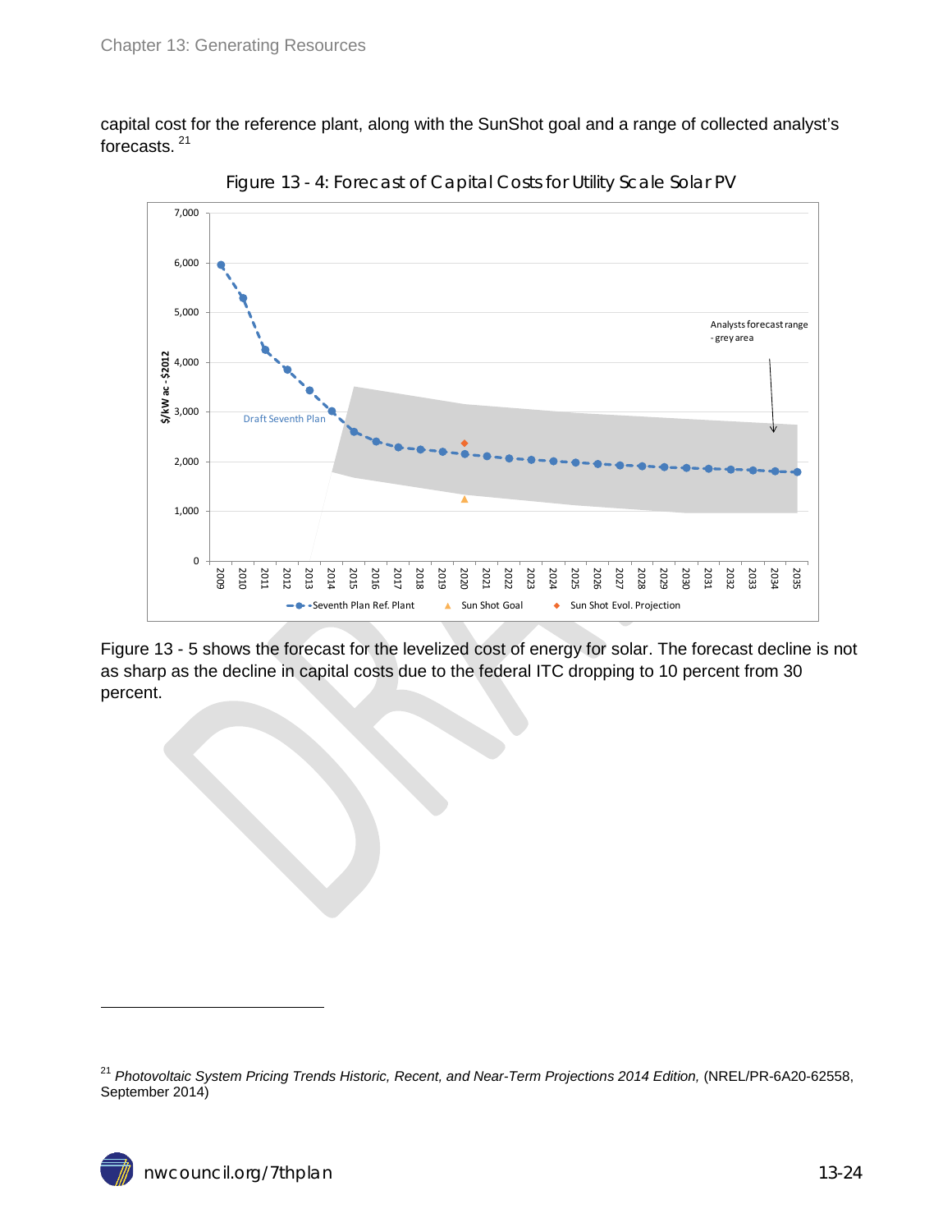capital cost for the reference plant, along with the SunShot goal and a range of collected analyst's forecasts. [21]

Figure 13 - 4: Forecast of Capital Costs for Utility Scale Solar PV

Figure 13 - 5 shows the forecast for the levelized cost of energy for solar. The forecast decline is not as sharp as the decline in capital costs due to the federal ITC dropping to 10 percent from 30 percent.

---

[21] *Photovoltaic System Pricing Trends Historic, Recent, and Near-Term Projections 2014 Edition,* (NREL/PR-6A20-62558, September 2014)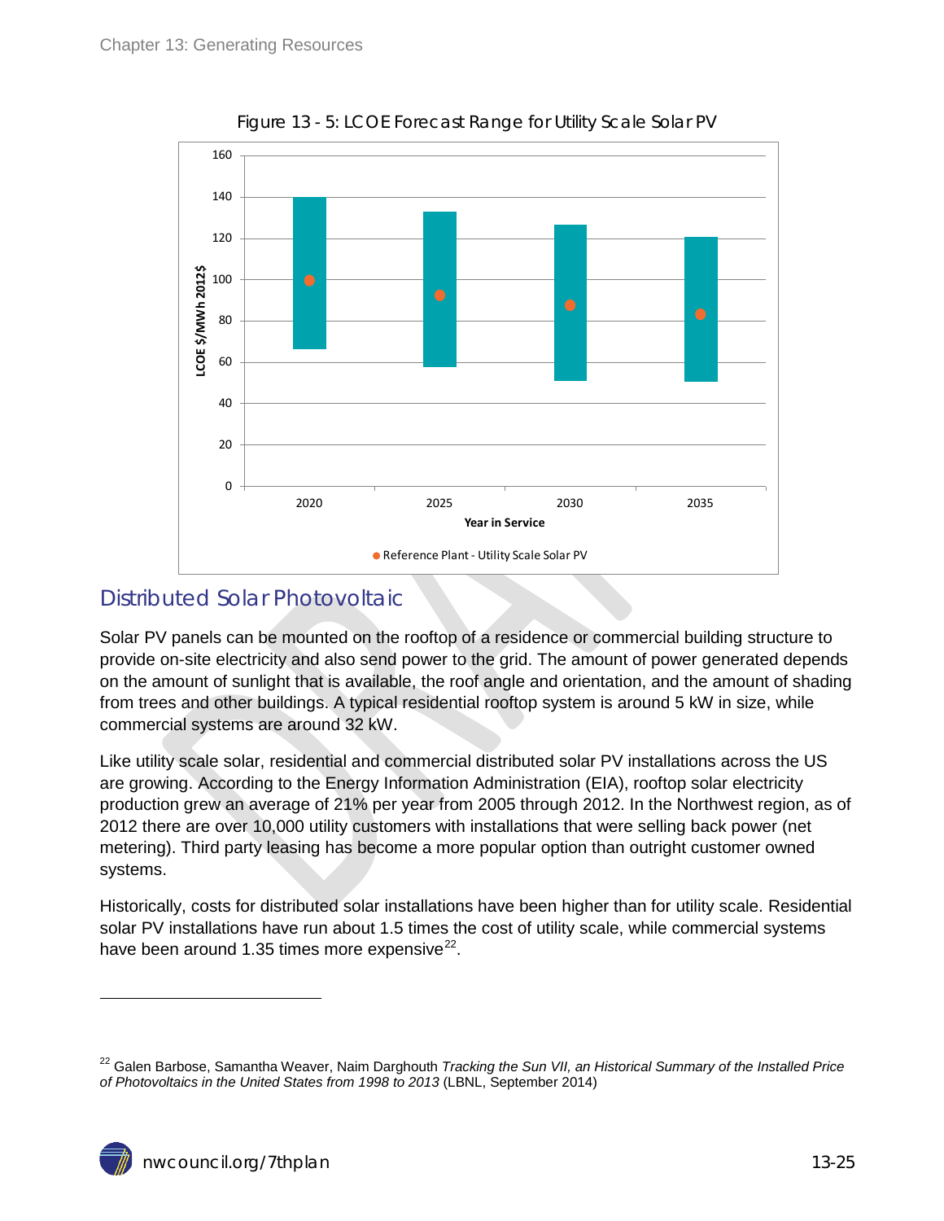Figure 13 - 5: LCOE Forecast Range for Utility Scale Solar PV

## Distributed Solar Photovoltaic

Solar PV panels can be mounted on the rooftop of a residence or commercial building structure to provide on-site electricity and also send power to the grid. The amount of power generated depends on the amount of sunlight that is available, the roof angle and orientation, and the amount of shading from trees and other buildings. A typical residential rooftop system is around 5 kW in size, while commercial systems are around 32 kW.

Like utility scale solar, residential and commercial distributed solar PV installations across the US are growing. According to the Energy Information Administration (EIA), rooftop solar electricity production grew an average of 21% per year from 2005 through 2012. In the Northwest region, as of 2012 there are over 10,000 utility customers with installations that were selling back power (net metering). Third party leasing has become a more popular option than outright customer owned systems.

Historically, costs for distributed solar installations have been higher than for utility scale. Residential solar PV installations have run about 1.5 times the cost of utility scale, while commercial systems have been around 1.35 times more expensive[22].

[22] Galen Barbose, Samantha Weaver, Naim Darghouth *Tracking the Sun VII, an Historical Summary of the Installed Price of Photovoltaics in the United States from 1998 to 2013* (LBNL, September 2014)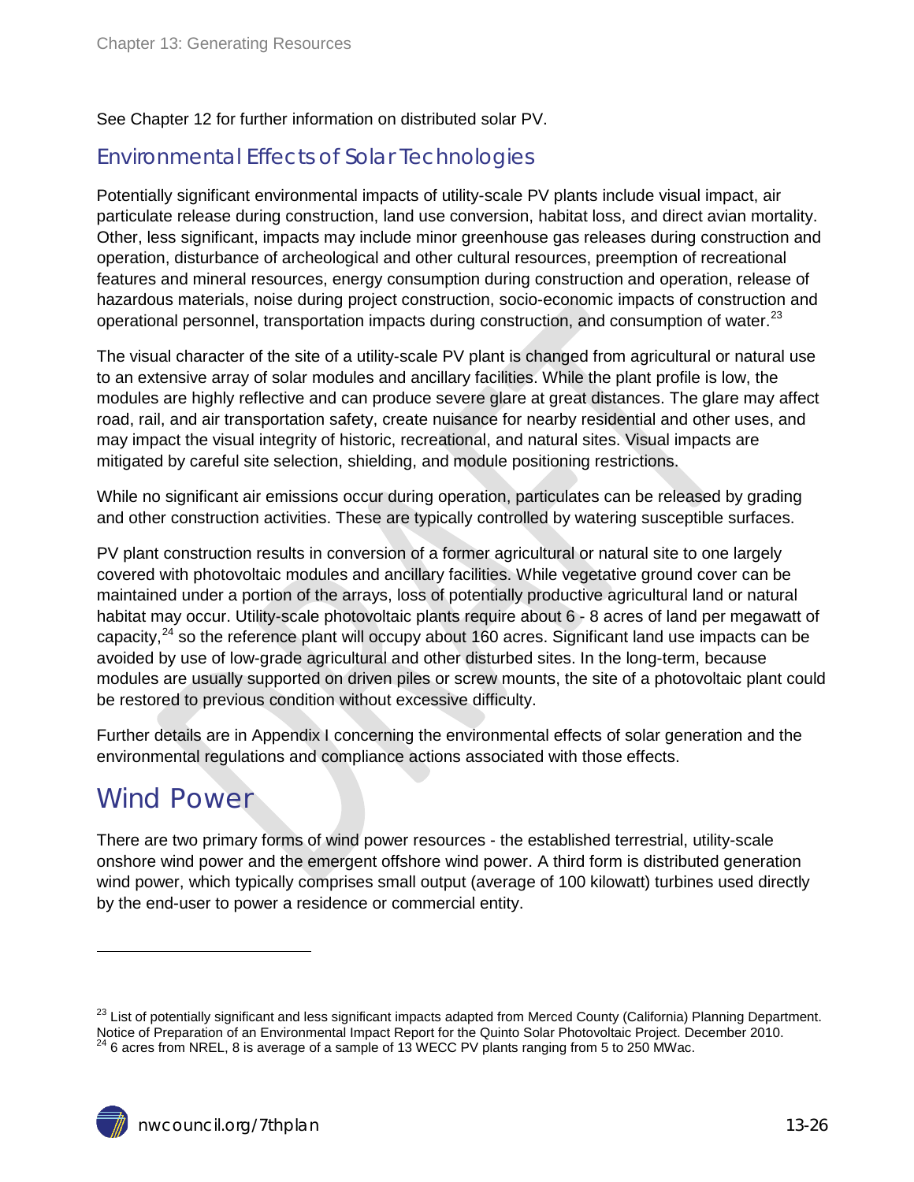See Chapter 12 for further information on distributed solar PV.

### Environmental Effects of Solar Technologies

Potentially significant environmental impacts of utility-scale PV plants include visual impact, air particulate release during construction, land use conversion, habitat loss, and direct avian mortality. Other, less significant, impacts may include minor greenhouse gas releases during construction and operation, disturbance of archeological and other cultural resources, preemption of recreational features and mineral resources, energy consumption during construction and operation, release of hazardous materials, noise during project construction, socio-economic impacts of construction and operational personnel, transportation impacts during construction, and consumption of water.[23]

The visual character of the site of a utility-scale PV plant is changed from agricultural or natural use to an extensive array of solar modules and ancillary facilities. While the plant profile is low, the modules are highly reflective and can produce severe glare at great distances. The glare may affect road, rail, and air transportation safety, create nuisance for nearby residential and other uses, and may impact the visual integrity of historic, recreational, and natural sites. Visual impacts are mitigated by careful site selection, shielding, and module positioning restrictions.

While no significant air emissions occur during operation, particulates can be released by grading and other construction activities. These are typically controlled by watering susceptible surfaces.

PV plant construction results in conversion of a former agricultural or natural site to one largely covered with photovoltaic modules and ancillary facilities. While vegetative ground cover can be maintained under a portion of the arrays, loss of potentially productive agricultural land or natural habitat may occur. Utility-scale photovoltaic plants require about 6 - 8 acres of land per megawatt of capacity,[24] so the reference plant will occupy about 160 acres. Significant land use impacts can be avoided by use of low-grade agricultural and other disturbed sites. In the long-term, because modules are usually supported on driven piles or screw mounts, the site of a photovoltaic plant could be restored to previous condition without excessive difficulty.

Further details are in Appendix I concerning the environmental effects of solar generation and the environmental regulations and compliance actions associated with those effects.

## Wind Power

There are two primary forms of wind power resources - the established terrestrial, utility-scale onshore wind power and the emergent offshore wind power. A third form is distributed generation wind power, which typically comprises small output (average of 100 kilowatt) turbines used directly by the end-user to power a residence or commercial entity.

---

[23] List of potentially significant and less significant impacts adapted from Merced County (California) Planning Department. Notice of Preparation of an Environmental Impact Report for the Quinto Solar Photovoltaic Project. December 2010.

[24] 6 acres from NREL, 8 is average of a sample of 13 WECC PV plants ranging from 5 to 250 MWac.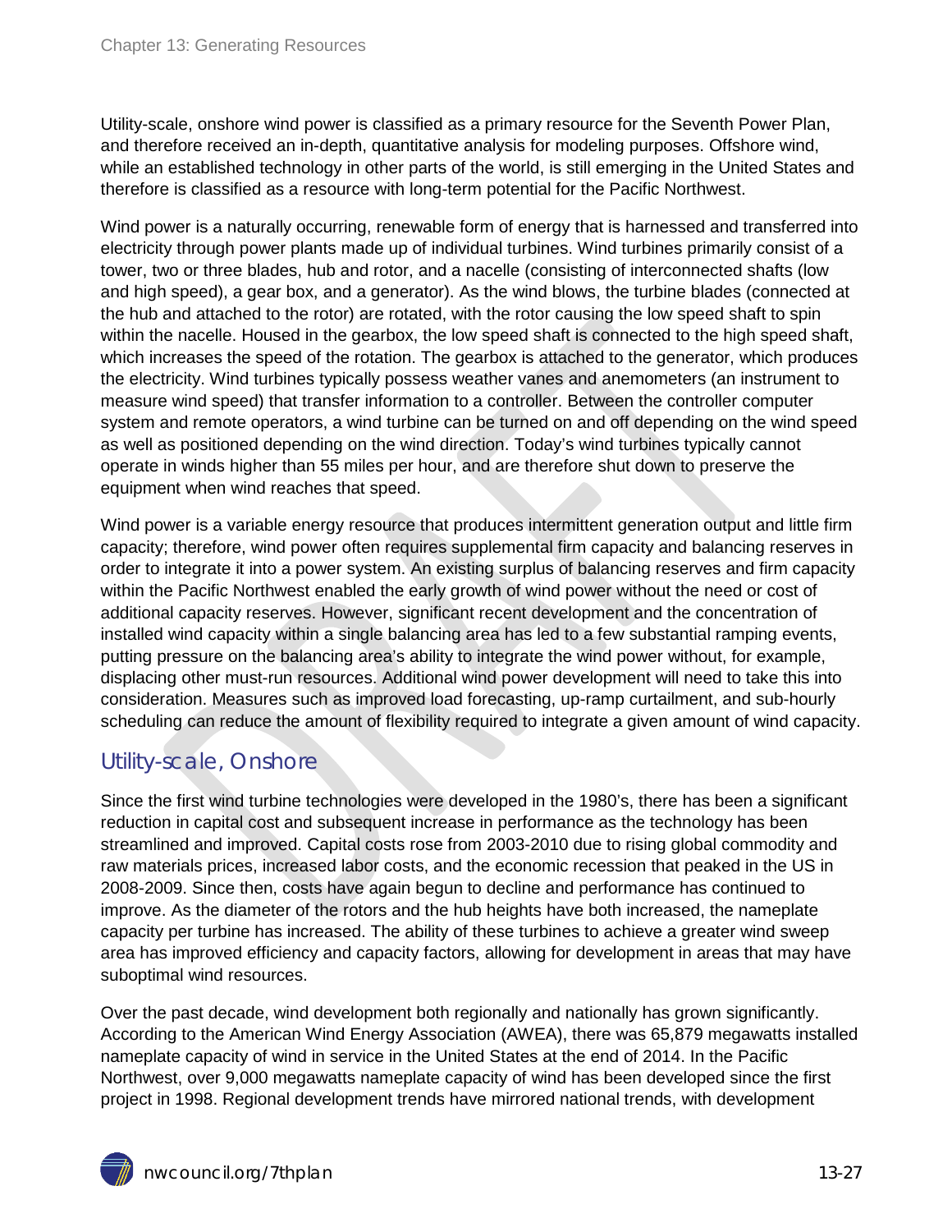Utility-scale, onshore wind power is classified as a primary resource for the Seventh Power Plan, and therefore received an in-depth, quantitative analysis for modeling purposes. Offshore wind, while an established technology in other parts of the world, is still emerging in the United States and therefore is classified as a resource with long-term potential for the Pacific Northwest.

Wind power is a naturally occurring, renewable form of energy that is harnessed and transferred into electricity through power plants made up of individual turbines. Wind turbines primarily consist of a tower, two or three blades, hub and rotor, and a nacelle (consisting of interconnected shafts (low and high speed), a gear box, and a generator). As the wind blows, the turbine blades (connected at the hub and attached to the rotor) are rotated, with the rotor causing the low speed shaft to spin within the nacelle. Housed in the gearbox, the low speed shaft is connected to the high speed shaft, which increases the speed of the rotation. The gearbox is attached to the generator, which produces the electricity. Wind turbines typically possess weather vanes and anemometers (an instrument to measure wind speed) that transfer information to a controller. Between the controller computer system and remote operators, a wind turbine can be turned on and off depending on the wind speed as well as positioned depending on the wind direction. Today's wind turbines typically cannot operate in winds higher than 55 miles per hour, and are therefore shut down to preserve the equipment when wind reaches that speed.

Wind power is a variable energy resource that produces intermittent generation output and little firm capacity; therefore, wind power often requires supplemental firm capacity and balancing reserves in order to integrate it into a power system. An existing surplus of balancing reserves and firm capacity within the Pacific Northwest enabled the early growth of wind power without the need or cost of additional capacity reserves. However, significant recent development and the concentration of installed wind capacity within a single balancing area has led to a few substantial ramping events, putting pressure on the balancing area's ability to integrate the wind power without, for example, displacing other must-run resources. Additional wind power development will need to take this into consideration. Measures such as improved load forecasting, up-ramp curtailment, and sub-hourly scheduling can reduce the amount of flexibility required to integrate a given amount of wind capacity.

## Utility-scale, Onshore

Since the first wind turbine technologies were developed in the 1980's, there has been a significant reduction in capital cost and subsequent increase in performance as the technology has been streamlined and improved. Capital costs rose from 2003-2010 due to rising global commodity and raw materials prices, increased labor costs, and the economic recession that peaked in the US in 2008-2009. Since then, costs have again begun to decline and performance has continued to improve. As the diameter of the rotors and the hub heights have both increased, the nameplate capacity per turbine has increased. The ability of these turbines to achieve a greater wind sweep area has improved efficiency and capacity factors, allowing for development in areas that may have suboptimal wind resources.

Over the past decade, wind development both regionally and nationally has grown significantly. According to the American Wind Energy Association (AWEA), there was 65,879 megawatts installed nameplate capacity of wind in service in the United States at the end of 2014. In the Pacific Northwest, over 9,000 megawatts nameplate capacity of wind has been developed since the first project in 1998. Regional development trends have mirrored national trends, with development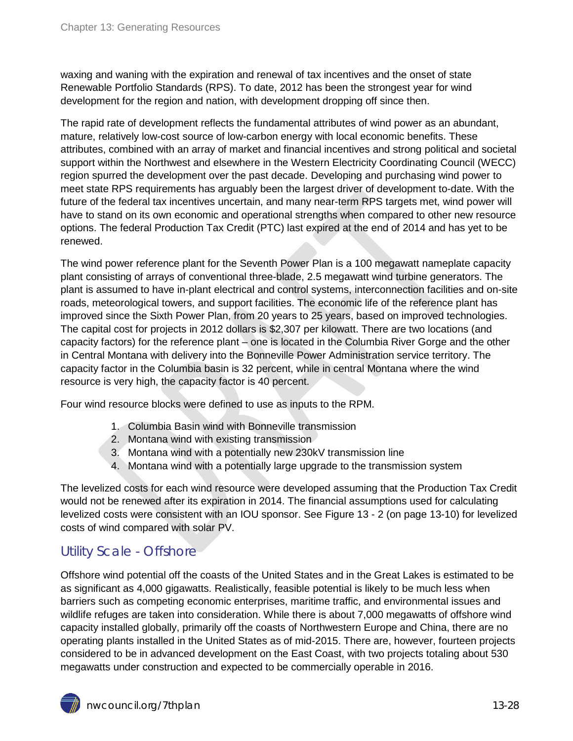waxing and waning with the expiration and renewal of tax incentives and the onset of state Renewable Portfolio Standards (RPS). To date, 2012 has been the strongest year for wind development for the region and nation, with development dropping off since then.

The rapid rate of development reflects the fundamental attributes of wind power as an abundant, mature, relatively low-cost source of low-carbon energy with local economic benefits. These attributes, combined with an array of market and financial incentives and strong political and societal support within the Northwest and elsewhere in the Western Electricity Coordinating Council (WECC) region spurred the development over the past decade. Developing and purchasing wind power to meet state RPS requirements has arguably been the largest driver of development to-date. With the future of the federal tax incentives uncertain, and many near-term RPS targets met, wind power will have to stand on its own economic and operational strengths when compared to other new resource options. The federal Production Tax Credit (PTC) last expired at the end of 2014 and has yet to be renewed.

The wind power reference plant for the Seventh Power Plan is a 100 megawatt nameplate capacity plant consisting of arrays of conventional three-blade, 2.5 megawatt wind turbine generators. The plant is assumed to have in-plant electrical and control systems, interconnection facilities and on-site roads, meteorological towers, and support facilities. The economic life of the reference plant has improved since the Sixth Power Plan, from 20 years to 25 years, based on improved technologies. The capital cost for projects in 2012 dollars is $2,307 per kilowatt. There are two locations (and capacity factors) for the reference plant – one is located in the Columbia River Gorge and the other in Central Montana with delivery into the Bonneville Power Administration service territory. The capacity factor in the Columbia basin is 32 percent, while in central Montana where the wind resource is very high, the capacity factor is 40 percent.

Four wind resource blocks were defined to use as inputs to the RPM.

1. Columbia Basin wind with Bonneville transmission
2. Montana wind with existing transmission
3. Montana wind with a potentially new 230kV transmission line
4. Montana wind with a potentially large upgrade to the transmission system

The levelized costs for each wind resource were developed assuming that the Production Tax Credit would not be renewed after its expiration in 2014. The financial assumptions used for calculating levelized costs were consistent with an IOU sponsor. See Figure 13 - 2 (on page 13-10) for levelized costs of wind compared with solar PV.

## Utility Scale - Offshore

Offshore wind potential off the coasts of the United States and in the Great Lakes is estimated to be as significant as 4,000 gigawatts. Realistically, feasible potential is likely to be much less when barriers such as competing economic enterprises, maritime traffic, and environmental issues and wildlife refuges are taken into consideration. While there is about 7,000 megawatts of offshore wind capacity installed globally, primarily off the coasts of Northwestern Europe and China, there are no operating plants installed in the United States as of mid-2015. There are, however, fourteen projects considered to be in advanced development on the East Coast, with two projects totaling about 530 megawatts under construction and expected to be commercially operable in 2016.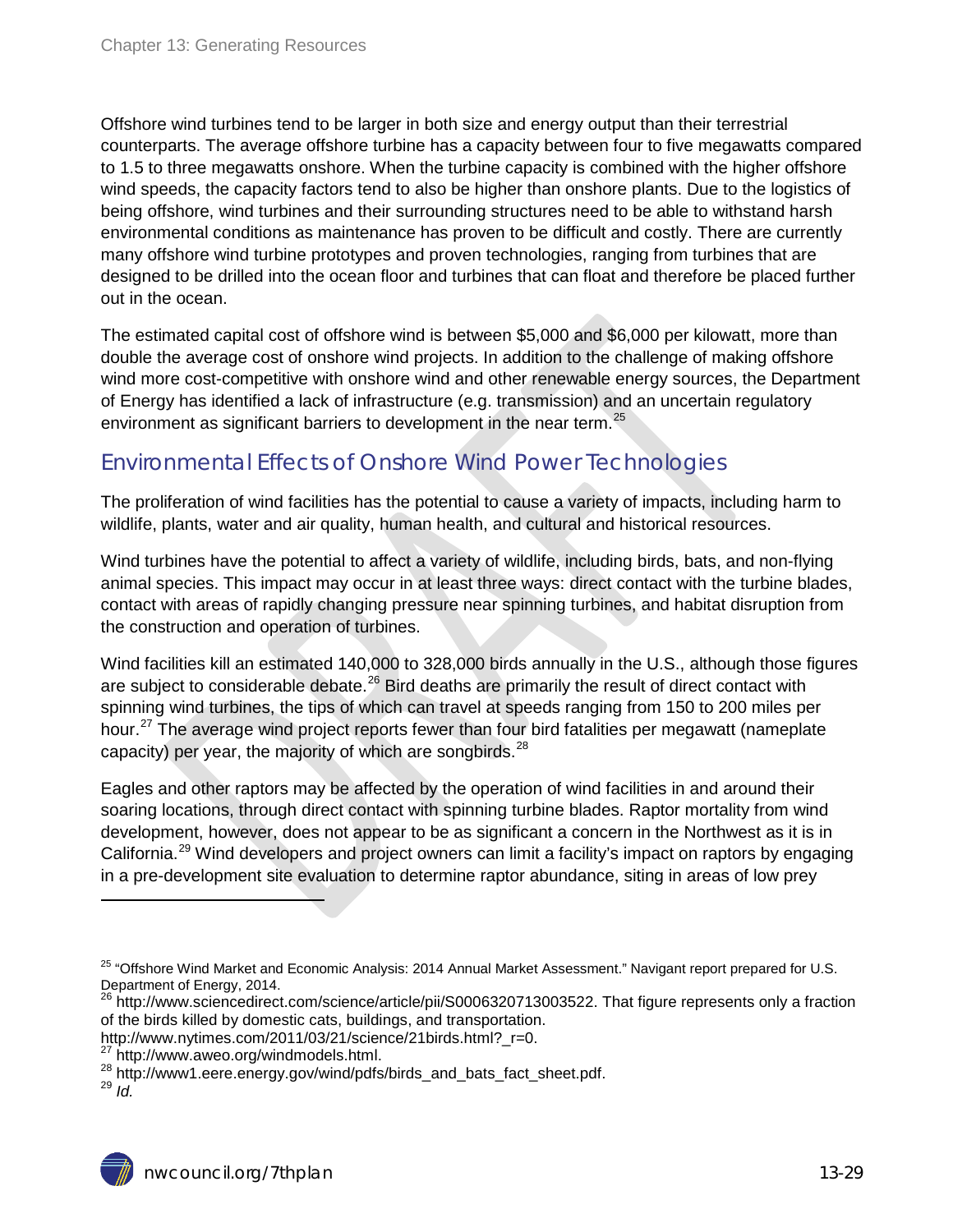Offshore wind turbines tend to be larger in both size and energy output than their terrestrial counterparts. The average offshore turbine has a capacity between four to five megawatts compared to 1.5 to three megawatts onshore. When the turbine capacity is combined with the higher offshore wind speeds, the capacity factors tend to also be higher than onshore plants. Due to the logistics of being offshore, wind turbines and their surrounding structures need to be able to withstand harsh environmental conditions as maintenance has proven to be difficult and costly. There are currently many offshore wind turbine prototypes and proven technologies, ranging from turbines that are designed to be drilled into the ocean floor and turbines that can float and therefore be placed further out in the ocean.

The estimated capital cost of offshore wind is between $5,000 and $6,000 per kilowatt, more than double the average cost of onshore wind projects. In addition to the challenge of making offshore wind more cost-competitive with onshore wind and other renewable energy sources, the Department of Energy has identified a lack of infrastructure (e.g. transmission) and an uncertain regulatory environment as significant barriers to development in the near term.[25]

## Environmental Effects of Onshore Wind Power Technologies

The proliferation of wind facilities has the potential to cause a variety of impacts, including harm to wildlife, plants, water and air quality, human health, and cultural and historical resources.

Wind turbines have the potential to affect a variety of wildlife, including birds, bats, and non-flying animal species. This impact may occur in at least three ways: direct contact with the turbine blades, contact with areas of rapidly changing pressure near spinning turbines, and habitat disruption from the construction and operation of turbines.

Wind facilities kill an estimated 140,000 to 328,000 birds annually in the U.S., although those figures are subject to considerable debate.[26] Bird deaths are primarily the result of direct contact with spinning wind turbines, the tips of which can travel at speeds ranging from 150 to 200 miles per hour.[27] The average wind project reports fewer than four bird fatalities per megawatt (nameplate capacity) per year, the majority of which are songbirds.[28]

Eagles and other raptors may be affected by the operation of wind facilities in and around their soaring locations, through direct contact with spinning turbine blades. Raptor mortality from wind development, however, does not appear to be as significant a concern in the Northwest as it is in California.[29] Wind developers and project owners can limit a facility's impact on raptors by engaging in a pre-development site evaluation to determine raptor abundance, siting in areas of low prey

---

[25] "Offshore Wind Market and Economic Analysis: 2014 Annual Market Assessment." Navigant report prepared for U.S. Department of Energy, 2014.

[26] http://www.sciencedirect.com/science/article/pii/S0006320713003522. That figure represents only a fraction of the birds killed by domestic cats, buildings, and transportation. http://www.nytimes.com/2011/03/21/science/21birds.html?_r=0.

[27] http://www.aweo.org/windmodels.html.

[28] http://www1.eere.energy.gov/wind/pdfs/birds_and_bats_fact_sheet.pdf.

[29] *Id.*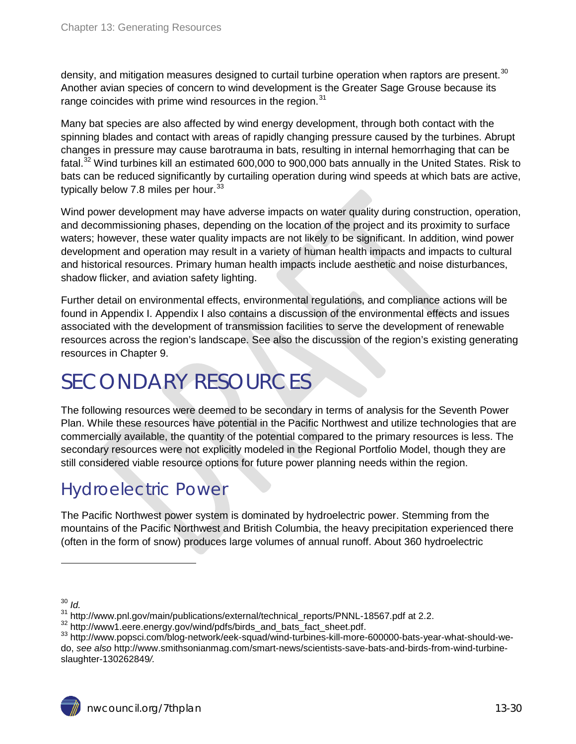density, and mitigation measures designed to curtail turbine operation when raptors are present.[30] Another avian species of concern to wind development is the Greater Sage Grouse because its range coincides with prime wind resources in the region.[31]

Many bat species are also affected by wind energy development, through both contact with the spinning blades and contact with areas of rapidly changing pressure caused by the turbines. Abrupt changes in pressure may cause barotrauma in bats, resulting in internal hemorrhaging that can be fatal.[32] Wind turbines kill an estimated 600,000 to 900,000 bats annually in the United States. Risk to bats can be reduced significantly by curtailing operation during wind speeds at which bats are active, typically below 7.8 miles per hour.[33]

Wind power development may have adverse impacts on water quality during construction, operation, and decommissioning phases, depending on the location of the project and its proximity to surface waters; however, these water quality impacts are not likely to be significant. In addition, wind power development and operation may result in a variety of human health impacts and impacts to cultural and historical resources. Primary human health impacts include aesthetic and noise disturbances, shadow flicker, and aviation safety lighting.

Further detail on environmental effects, environmental regulations, and compliance actions will be found in Appendix I. Appendix I also contains a discussion of the environmental effects and issues associated with the development of transmission facilities to serve the development of renewable resources across the region's landscape. See also the discussion of the region's existing generating resources in Chapter 9.

# SECONDARY RESOURCES

The following resources were deemed to be secondary in terms of analysis for the Seventh Power Plan. While these resources have potential in the Pacific Northwest and utilize technologies that are commercially available, the quantity of the potential compared to the primary resources is less. The secondary resources were not explicitly modeled in the Regional Portfolio Model, though they are still considered viable resource options for future power planning needs within the region.

## Hydroelectric Power

The Pacific Northwest power system is dominated by hydroelectric power. Stemming from the mountains of the Pacific Northwest and British Columbia, the heavy precipitation experienced there (often in the form of snow) produces large volumes of annual runoff. About 360 hydroelectric

---

[30] *Id.*

[31] http://www.pnl.gov/main/publications/external/technical_reports/PNNL-18567.pdf at 2.2.

[32] http://www1.eere.energy.gov/wind/pdfs/birds_and_bats_fact_sheet.pdf.

[33] http://www.popsci.com/blog-network/eek-squad/wind-turbines-kill-more-600000-bats-year-what-should-we-do, *see also* http://www.smithsonianmag.com/smart-news/scientists-save-bats-and-birds-from-wind-turbine-slaughter-130262849/.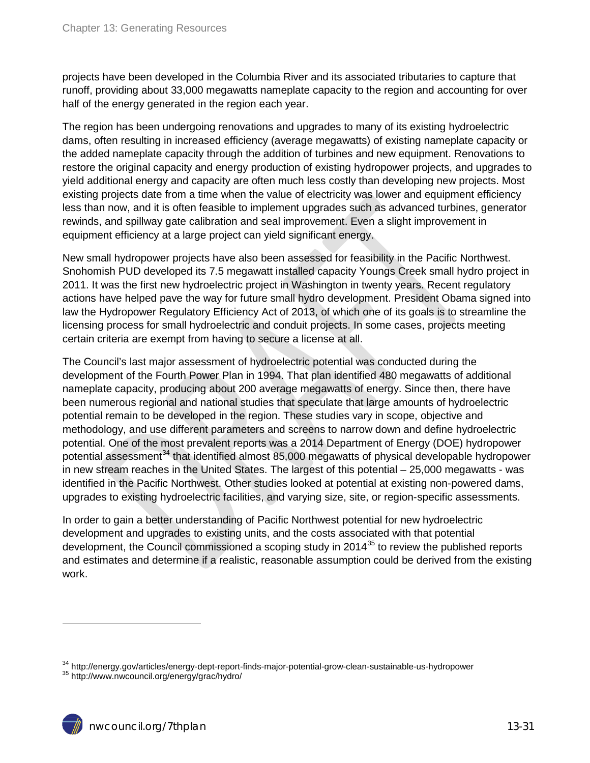projects have been developed in the Columbia River and its associated tributaries to capture that runoff, providing about 33,000 megawatts nameplate capacity to the region and accounting for over half of the energy generated in the region each year.

The region has been undergoing renovations and upgrades to many of its existing hydroelectric dams, often resulting in increased efficiency (average megawatts) of existing nameplate capacity or the added nameplate capacity through the addition of turbines and new equipment. Renovations to restore the original capacity and energy production of existing hydropower projects, and upgrades to yield additional energy and capacity are often much less costly than developing new projects. Most existing projects date from a time when the value of electricity was lower and equipment efficiency less than now, and it is often feasible to implement upgrades such as advanced turbines, generator rewinds, and spillway gate calibration and seal improvement. Even a slight improvement in equipment efficiency at a large project can yield significant energy.

New small hydropower projects have also been assessed for feasibility in the Pacific Northwest. Snohomish PUD developed its 7.5 megawatt installed capacity Youngs Creek small hydro project in 2011. It was the first new hydroelectric project in Washington in twenty years. Recent regulatory actions have helped pave the way for future small hydro development. President Obama signed into law the Hydropower Regulatory Efficiency Act of 2013, of which one of its goals is to streamline the licensing process for small hydroelectric and conduit projects. In some cases, projects meeting certain criteria are exempt from having to secure a license at all.

The Council's last major assessment of hydroelectric potential was conducted during the development of the Fourth Power Plan in 1994. That plan identified 480 megawatts of additional nameplate capacity, producing about 200 average megawatts of energy. Since then, there have been numerous regional and national studies that speculate that large amounts of hydroelectric potential remain to be developed in the region. These studies vary in scope, objective and methodology, and use different parameters and screens to narrow down and define hydroelectric potential. One of the most prevalent reports was a 2014 Department of Energy (DOE) hydropower potential assessment[34] that identified almost 85,000 megawatts of physical developable hydropower in new stream reaches in the United States. The largest of this potential – 25,000 megawatts - was identified in the Pacific Northwest. Other studies looked at potential at existing non-powered dams, upgrades to existing hydroelectric facilities, and varying size, site, or region-specific assessments.

In order to gain a better understanding of Pacific Northwest potential for new hydroelectric development and upgrades to existing units, and the costs associated with that potential development, the Council commissioned a scoping study in 2014[35] to review the published reports and estimates and determine if a realistic, reasonable assumption could be derived from the existing work.

---

[34] http://energy.gov/articles/energy-dept-report-finds-major-potential-grow-clean-sustainable-us-hydropower

[35] http://www.nwcouncil.org/energy/grac/hydro/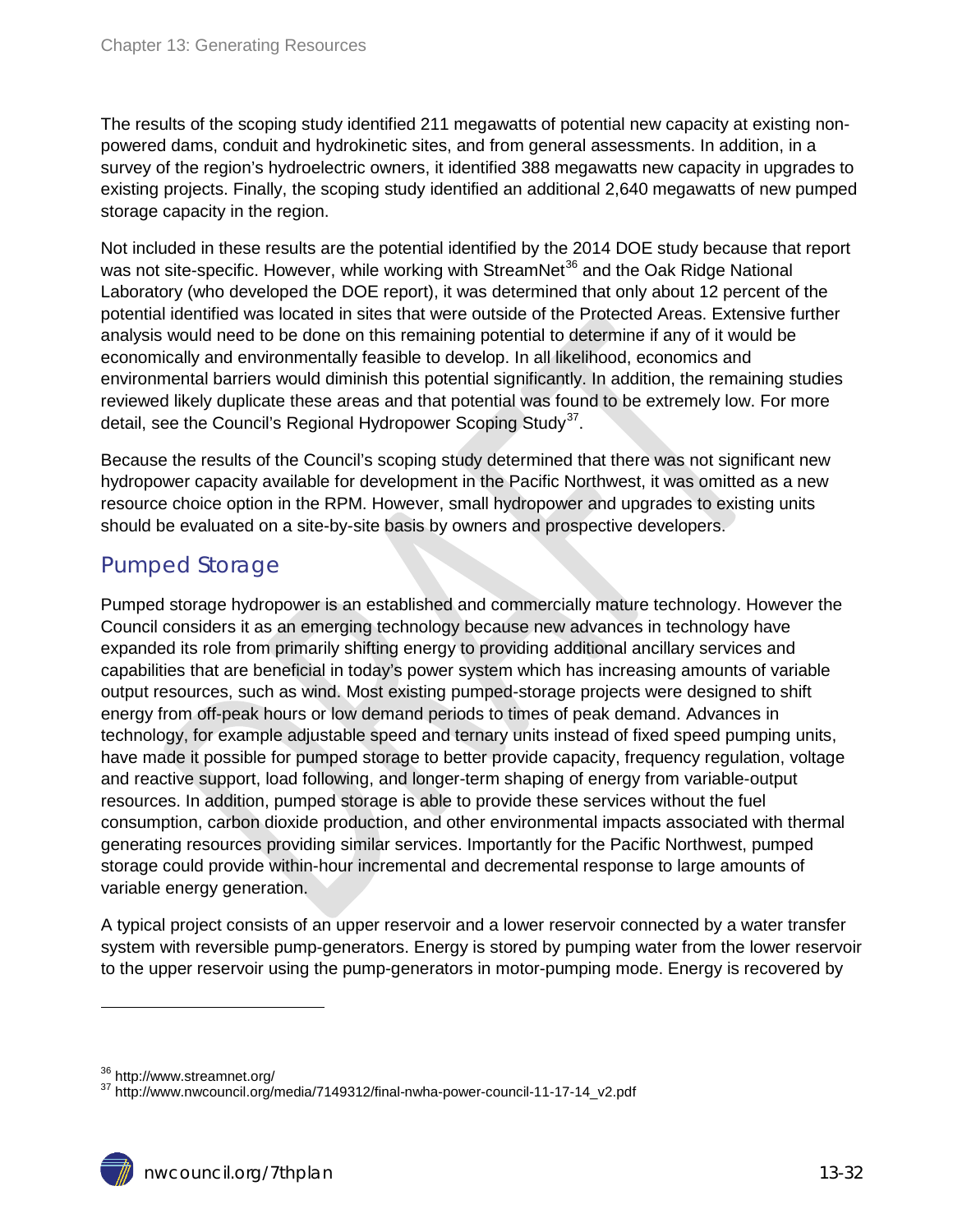The results of the scoping study identified 211 megawatts of potential new capacity at existing non-powered dams, conduit and hydrokinetic sites, and from general assessments. In addition, in a survey of the region's hydroelectric owners, it identified 388 megawatts new capacity in upgrades to existing projects. Finally, the scoping study identified an additional 2,640 megawatts of new pumped storage capacity in the region.

Not included in these results are the potential identified by the 2014 DOE study because that report was not site-specific. However, while working with StreamNet[36] and the Oak Ridge National Laboratory (who developed the DOE report), it was determined that only about 12 percent of the potential identified was located in sites that were outside of the Protected Areas. Extensive further analysis would need to be done on this remaining potential to determine if any of it would be economically and environmentally feasible to develop. In all likelihood, economics and environmental barriers would diminish this potential significantly. In addition, the remaining studies reviewed likely duplicate these areas and that potential was found to be extremely low. For more detail, see the Council's Regional Hydropower Scoping Study[37].

Because the results of the Council's scoping study determined that there was not significant new hydropower capacity available for development in the Pacific Northwest, it was omitted as a new resource choice option in the RPM. However, small hydropower and upgrades to existing units should be evaluated on a site-by-site basis by owners and prospective developers.

## Pumped Storage

Pumped storage hydropower is an established and commercially mature technology. However the Council considers it as an emerging technology because new advances in technology have expanded its role from primarily shifting energy to providing additional ancillary services and capabilities that are beneficial in today's power system which has increasing amounts of variable output resources, such as wind. Most existing pumped-storage projects were designed to shift energy from off-peak hours or low demand periods to times of peak demand. Advances in technology, for example adjustable speed and ternary units instead of fixed speed pumping units, have made it possible for pumped storage to better provide capacity, frequency regulation, voltage and reactive support, load following, and longer-term shaping of energy from variable-output resources. In addition, pumped storage is able to provide these services without the fuel consumption, carbon dioxide production, and other environmental impacts associated with thermal generating resources providing similar services. Importantly for the Pacific Northwest, pumped storage could provide within-hour incremental and decremental response to large amounts of variable energy generation.

A typical project consists of an upper reservoir and a lower reservoir connected by a water transfer system with reversible pump-generators. Energy is stored by pumping water from the lower reservoir to the upper reservoir using the pump-generators in motor-pumping mode. Energy is recovered by

---

[36] http://www.streamnet.org/

[37] http://www.nwcouncil.org/media/7149312/final-nwha-power-council-11-17-14_v2.pdf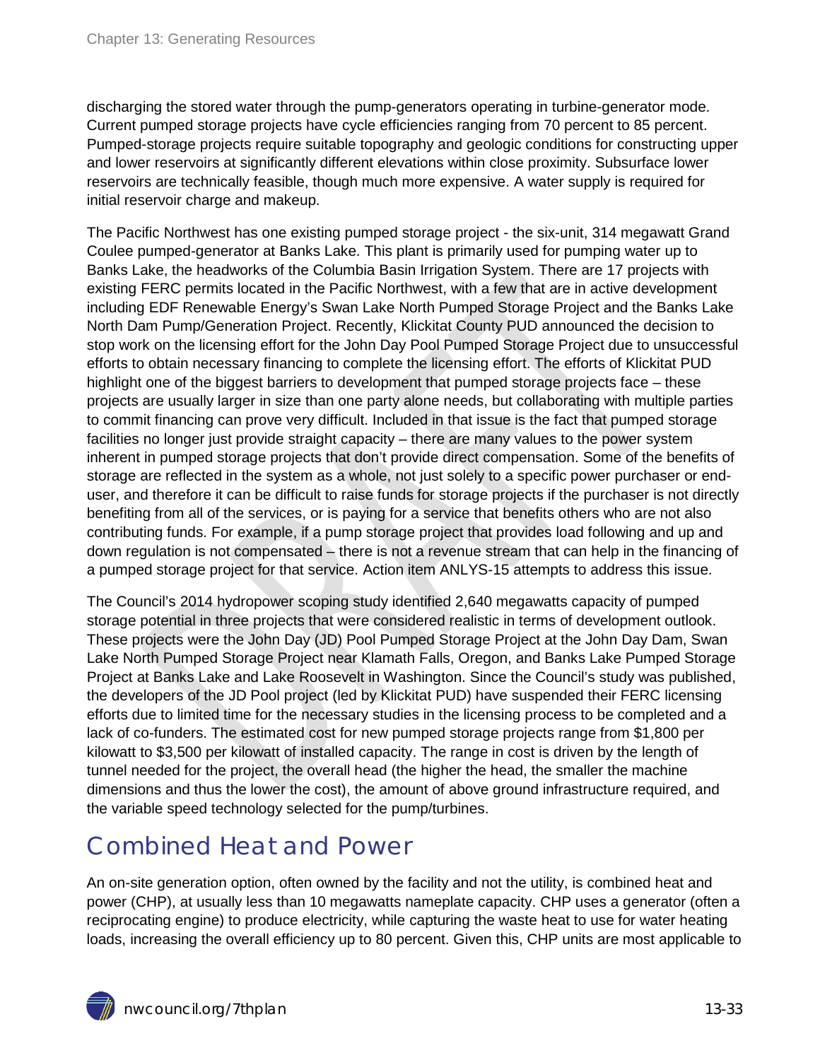discharging the stored water through the pump-generators operating in turbine-generator mode. Current pumped storage projects have cycle efficiencies ranging from 70 percent to 85 percent. Pumped-storage projects require suitable topography and geologic conditions for constructing upper and lower reservoirs at significantly different elevations within close proximity. Subsurface lower reservoirs are technically feasible, though much more expensive. A water supply is required for initial reservoir charge and makeup.

The Pacific Northwest has one existing pumped storage project - the six-unit, 314 megawatt Grand Coulee pumped-generator at Banks Lake. This plant is primarily used for pumping water up to Banks Lake, the headworks of the Columbia Basin Irrigation System. There are 17 projects with existing FERC permits located in the Pacific Northwest, with a few that are in active development including EDF Renewable Energy's Swan Lake North Pumped Storage Project and the Banks Lake North Dam Pump/Generation Project. Recently, Klickitat County PUD announced the decision to stop work on the licensing effort for the John Day Pool Pumped Storage Project due to unsuccessful efforts to obtain necessary financing to complete the licensing effort. The efforts of Klickitat PUD highlight one of the biggest barriers to development that pumped storage projects face – these projects are usually larger in size than one party alone needs, but collaborating with multiple parties to commit financing can prove very difficult. Included in that issue is the fact that pumped storage facilities no longer just provide straight capacity – there are many values to the power system inherent in pumped storage projects that don't provide direct compensation. Some of the benefits of storage are reflected in the system as a whole, not just solely to a specific power purchaser or end-user, and therefore it can be difficult to raise funds for storage projects if the purchaser is not directly benefiting from all of the services, or is paying for a service that benefits others who are not also contributing funds. For example, if a pump storage project that provides load following and up and down regulation is not compensated – there is not a revenue stream that can help in the financing of a pumped storage project for that service. Action item ANLYS-15 attempts to address this issue.

The Council's 2014 hydropower scoping study identified 2,640 megawatts capacity of pumped storage potential in three projects that were considered realistic in terms of development outlook. These projects were the John Day (JD) Pool Pumped Storage Project at the John Day Dam, Swan Lake North Pumped Storage Project near Klamath Falls, Oregon, and Banks Lake Pumped Storage Project at Banks Lake and Lake Roosevelt in Washington. Since the Council's study was published, the developers of the JD Pool project (led by Klickitat PUD) have suspended their FERC licensing efforts due to limited time for the necessary studies in the licensing process to be completed and a lack of co-funders. The estimated cost for new pumped storage projects range from $1,800 per kilowatt to $3,500 per kilowatt of installed capacity. The range in cost is driven by the length of tunnel needed for the project, the overall head (the higher the head, the smaller the machine dimensions and thus the lower the cost), the amount of above ground infrastructure required, and the variable speed technology selected for the pump/turbines.

# Combined Heat and Power

An on-site generation option, often owned by the facility and not the utility, is combined heat and power (CHP), at usually less than 10 megawatts nameplate capacity. CHP uses a generator (often a reciprocating engine) to produce electricity, while capturing the waste heat to use for water heating loads, increasing the overall efficiency up to 80 percent. Given this, CHP units are most applicable to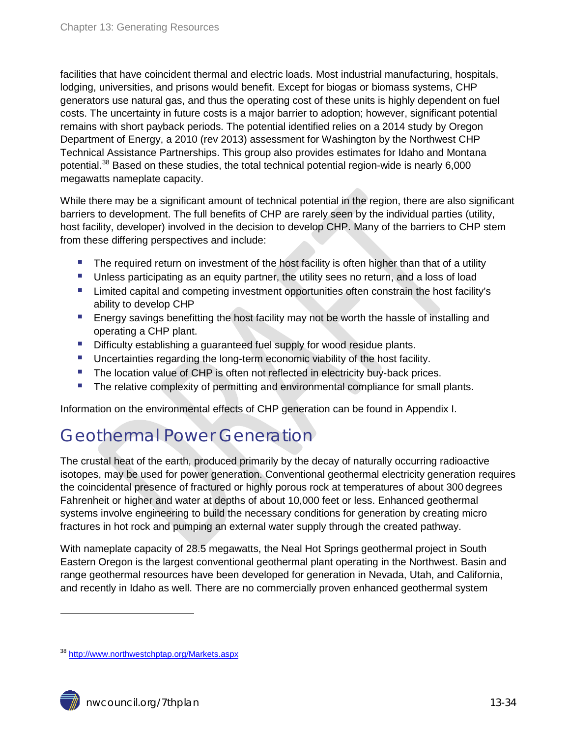facilities that have coincident thermal and electric loads. Most industrial manufacturing, hospitals, lodging, universities, and prisons would benefit. Except for biogas or biomass systems, CHP generators use natural gas, and thus the operating cost of these units is highly dependent on fuel costs. The uncertainty in future costs is a major barrier to adoption; however, significant potential remains with short payback periods. The potential identified relies on a 2014 study by Oregon Department of Energy, a 2010 (rev 2013) assessment for Washington by the Northwest CHP Technical Assistance Partnerships. This group also provides estimates for Idaho and Montana potential.[38] Based on these studies, the total technical potential region-wide is nearly 6,000 megawatts nameplate capacity.

While there may be a significant amount of technical potential in the region, there are also significant barriers to development. The full benefits of CHP are rarely seen by the individual parties (utility, host facility, developer) involved in the decision to develop CHP. Many of the barriers to CHP stem from these differing perspectives and include:

- The required return on investment of the host facility is often higher than that of a utility
- Unless participating as an equity partner, the utility sees no return, and a loss of load
- Limited capital and competing investment opportunities often constrain the host facility's ability to develop CHP
- Energy savings benefitting the host facility may not be worth the hassle of installing and operating a CHP plant.
- Difficulty establishing a guaranteed fuel supply for wood residue plants.
- Uncertainties regarding the long-term economic viability of the host facility.
- The location value of CHP is often not reflected in electricity buy-back prices.
- The relative complexity of permitting and environmental compliance for small plants.

Information on the environmental effects of CHP generation can be found in Appendix I.

## Geothermal Power Generation

The crustal heat of the earth, produced primarily by the decay of naturally occurring radioactive isotopes, may be used for power generation. Conventional geothermal electricity generation requires the coincidental presence of fractured or highly porous rock at temperatures of about 300 degrees Fahrenheit or higher and water at depths of about 10,000 feet or less. Enhanced geothermal systems involve engineering to build the necessary conditions for generation by creating micro fractures in hot rock and pumping an external water supply through the created pathway.

With nameplate capacity of 28.5 megawatts, the Neal Hot Springs geothermal project in South Eastern Oregon is the largest conventional geothermal plant operating in the Northwest. Basin and range geothermal resources have been developed for generation in Nevada, Utah, and California, and recently in Idaho as well. There are no commercially proven enhanced geothermal system

---

[38] http://www.northwestchptap.org/Markets.aspx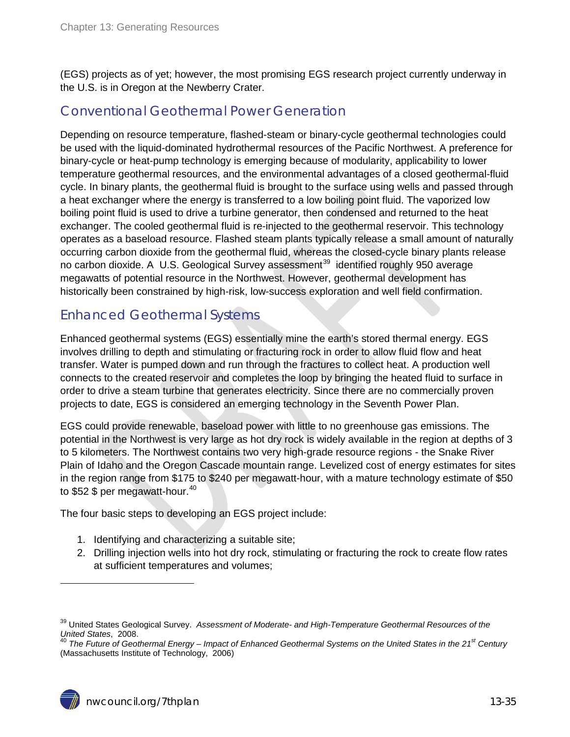(EGS) projects as of yet; however, the most promising EGS research project currently underway in the U.S. is in Oregon at the Newberry Crater.

## Conventional Geothermal Power Generation

Depending on resource temperature, flashed-steam or binary-cycle geothermal technologies could be used with the liquid-dominated hydrothermal resources of the Pacific Northwest. A preference for binary-cycle or heat-pump technology is emerging because of modularity, applicability to lower temperature geothermal resources, and the environmental advantages of a closed geothermal-fluid cycle. In binary plants, the geothermal fluid is brought to the surface using wells and passed through a heat exchanger where the energy is transferred to a low boiling point fluid. The vaporized low boiling point fluid is used to drive a turbine generator, then condensed and returned to the heat exchanger. The cooled geothermal fluid is re-injected to the geothermal reservoir. This technology operates as a baseload resource. Flashed steam plants typically release a small amount of naturally occurring carbon dioxide from the geothermal fluid, whereas the closed-cycle binary plants release no carbon dioxide. A U.S. Geological Survey assessment[39] identified roughly 950 average megawatts of potential resource in the Northwest. However, geothermal development has historically been constrained by high-risk, low-success exploration and well field confirmation.

## Enhanced Geothermal Systems

Enhanced geothermal systems (EGS) essentially mine the earth's stored thermal energy. EGS involves drilling to depth and stimulating or fracturing rock in order to allow fluid flow and heat transfer. Water is pumped down and run through the fractures to collect heat. A production well connects to the created reservoir and completes the loop by bringing the heated fluid to surface in order to drive a steam turbine that generates electricity. Since there are no commercially proven projects to date, EGS is considered an emerging technology in the Seventh Power Plan.

EGS could provide renewable, baseload power with little to no greenhouse gas emissions. The potential in the Northwest is very large as hot dry rock is widely available in the region at depths of 3 to 5 kilometers. The Northwest contains two very high-grade resource regions - the Snake River Plain of Idaho and the Oregon Cascade mountain range. Levelized cost of energy estimates for sites in the region range from $175 to $240 per megawatt-hour, with a mature technology estimate of $50 to $52 $ per megawatt-hour.[40]

The four basic steps to developing an EGS project include:

1. Identifying and characterizing a suitable site;
2. Drilling injection wells into hot dry rock, stimulating or fracturing the rock to create flow rates at sufficient temperatures and volumes;

---

[39] United States Geological Survey. *Assessment of Moderate- and High-Temperature Geothermal Resources of the United States*, 2008.

[40] *The Future of Geothermal Energy – Impact of Enhanced Geothermal Systems on the United States in the 21st Century* (Massachusetts Institute of Technology, 2006)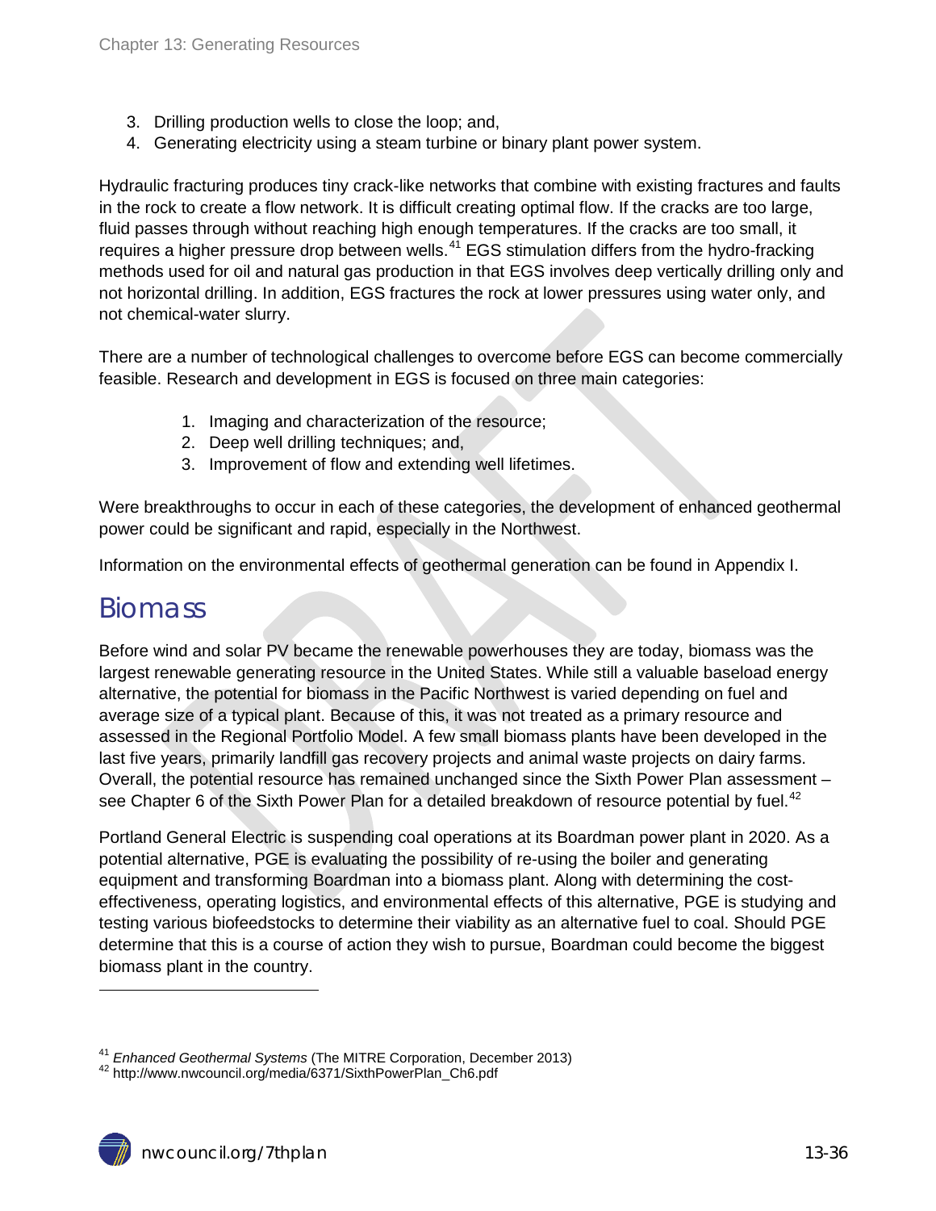3. Drilling production wells to close the loop; and,
4. Generating electricity using a steam turbine or binary plant power system.

Hydraulic fracturing produces tiny crack-like networks that combine with existing fractures and faults in the rock to create a flow network. It is difficult creating optimal flow. If the cracks are too large, fluid passes through without reaching high enough temperatures. If the cracks are too small, it requires a higher pressure drop between wells.[41] EGS stimulation differs from the hydro-fracking methods used for oil and natural gas production in that EGS involves deep vertically drilling only and not horizontal drilling. In addition, EGS fractures the rock at lower pressures using water only, and not chemical-water slurry.

There are a number of technological challenges to overcome before EGS can become commercially feasible. Research and development in EGS is focused on three main categories:

1. Imaging and characterization of the resource;
2. Deep well drilling techniques; and,
3. Improvement of flow and extending well lifetimes.

Were breakthroughs to occur in each of these categories, the development of enhanced geothermal power could be significant and rapid, especially in the Northwest.

Information on the environmental effects of geothermal generation can be found in Appendix I.

## Biomass

Before wind and solar PV became the renewable powerhouses they are today, biomass was the largest renewable generating resource in the United States. While still a valuable baseload energy alternative, the potential for biomass in the Pacific Northwest is varied depending on fuel and average size of a typical plant. Because of this, it was not treated as a primary resource and assessed in the Regional Portfolio Model. A few small biomass plants have been developed in the last five years, primarily landfill gas recovery projects and animal waste projects on dairy farms. Overall, the potential resource has remained unchanged since the Sixth Power Plan assessment – see Chapter 6 of the Sixth Power Plan for a detailed breakdown of resource potential by fuel.[42]

Portland General Electric is suspending coal operations at its Boardman power plant in 2020. As a potential alternative, PGE is evaluating the possibility of re-using the boiler and generating equipment and transforming Boardman into a biomass plant. Along with determining the cost-effectiveness, operating logistics, and environmental effects of this alternative, PGE is studying and testing various biofeedstocks to determine their viability as an alternative fuel to coal. Should PGE determine that this is a course of action they wish to pursue, Boardman could become the biggest biomass plant in the country.

---

[41] *Enhanced Geothermal Systems* (The MITRE Corporation, December 2013)

[42] http://www.nwcouncil.org/media/6371/SixthPowerPlan_Ch6.pdf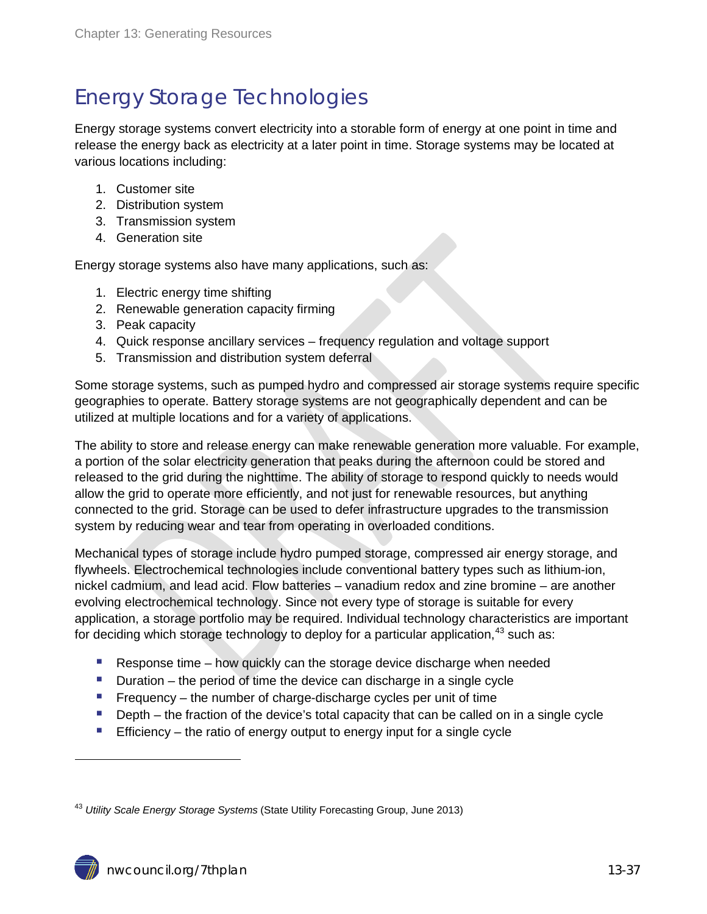# Energy Storage Technologies

Energy storage systems convert electricity into a storable form of energy at one point in time and release the energy back as electricity at a later point in time. Storage systems may be located at various locations including:

1. Customer site
2. Distribution system
3. Transmission system
4. Generation site

Energy storage systems also have many applications, such as:

1. Electric energy time shifting
2. Renewable generation capacity firming
3. Peak capacity
4. Quick response ancillary services – frequency regulation and voltage support
5. Transmission and distribution system deferral

Some storage systems, such as pumped hydro and compressed air storage systems require specific geographies to operate. Battery storage systems are not geographically dependent and can be utilized at multiple locations and for a variety of applications.

The ability to store and release energy can make renewable generation more valuable. For example, a portion of the solar electricity generation that peaks during the afternoon could be stored and released to the grid during the nighttime. The ability of storage to respond quickly to needs would allow the grid to operate more efficiently, and not just for renewable resources, but anything connected to the grid. Storage can be used to defer infrastructure upgrades to the transmission system by reducing wear and tear from operating in overloaded conditions.

Mechanical types of storage include hydro pumped storage, compressed air energy storage, and flywheels. Electrochemical technologies include conventional battery types such as lithium-ion, nickel cadmium, and lead acid. Flow batteries – vanadium redox and zine bromine – are another evolving electrochemical technology. Since not every type of storage is suitable for every application, a storage portfolio may be required. Individual technology characteristics are important for deciding which storage technology to deploy for a particular application,[43] such as:

- Response time – how quickly can the storage device discharge when needed
- Duration – the period of time the device can discharge in a single cycle
- Frequency – the number of charge-discharge cycles per unit of time
- Depth – the fraction of the device's total capacity that can be called on in a single cycle
- Efficiency – the ratio of energy output to energy input for a single cycle

[43] *Utility Scale Energy Storage Systems* (State Utility Forecasting Group, June 2013)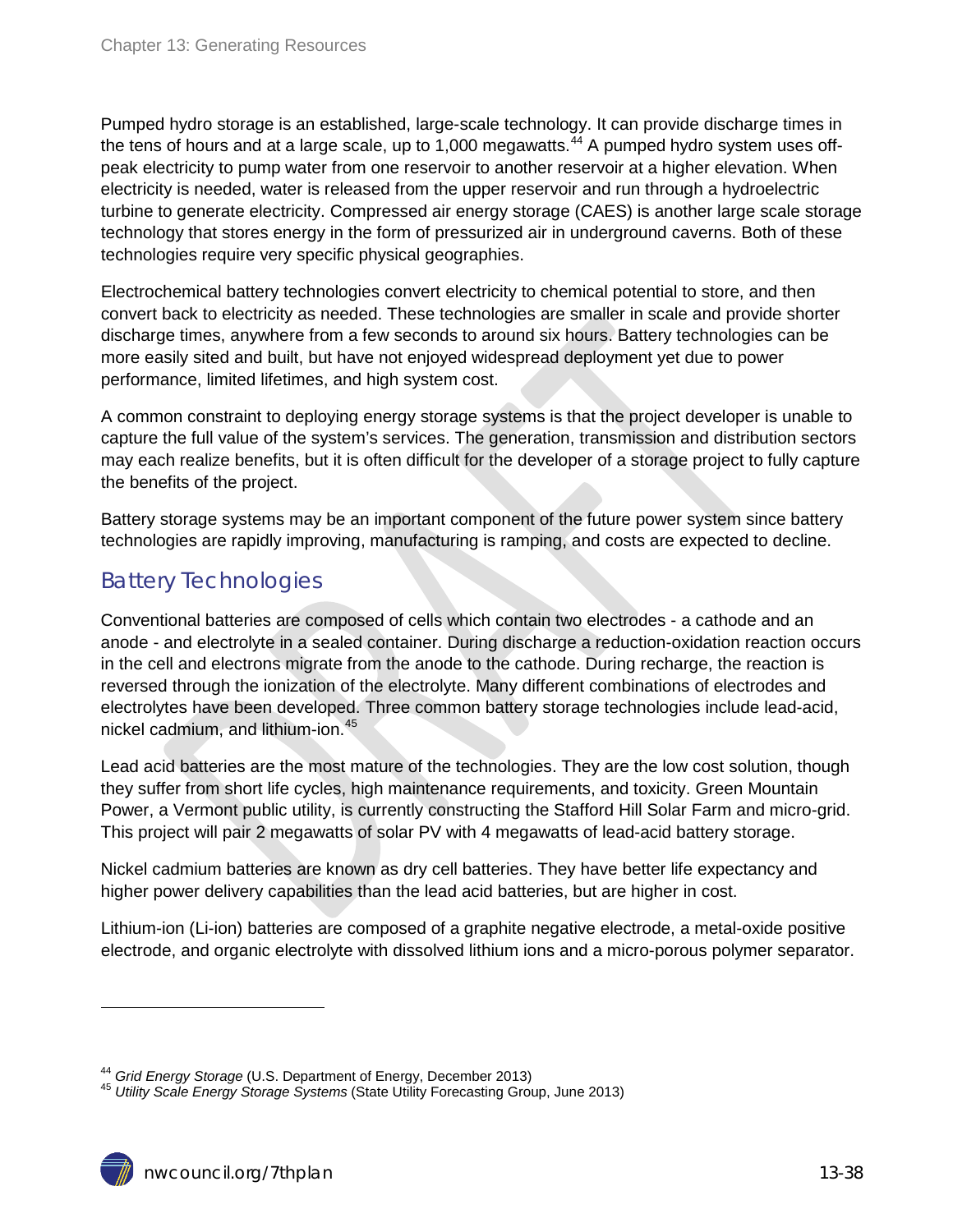Pumped hydro storage is an established, large-scale technology. It can provide discharge times in the tens of hours and at a large scale, up to 1,000 megawatts.[44] A pumped hydro system uses off-peak electricity to pump water from one reservoir to another reservoir at a higher elevation. When electricity is needed, water is released from the upper reservoir and run through a hydroelectric turbine to generate electricity. Compressed air energy storage (CAES) is another large scale storage technology that stores energy in the form of pressurized air in underground caverns. Both of these technologies require very specific physical geographies.

Electrochemical battery technologies convert electricity to chemical potential to store, and then convert back to electricity as needed. These technologies are smaller in scale and provide shorter discharge times, anywhere from a few seconds to around six hours. Battery technologies can be more easily sited and built, but have not enjoyed widespread deployment yet due to power performance, limited lifetimes, and high system cost.

A common constraint to deploying energy storage systems is that the project developer is unable to capture the full value of the system's services. The generation, transmission and distribution sectors may each realize benefits, but it is often difficult for the developer of a storage project to fully capture the benefits of the project.

Battery storage systems may be an important component of the future power system since battery technologies are rapidly improving, manufacturing is ramping, and costs are expected to decline.

## Battery Technologies

Conventional batteries are composed of cells which contain two electrodes - a cathode and an anode - and electrolyte in a sealed container. During discharge a reduction-oxidation reaction occurs in the cell and electrons migrate from the anode to the cathode. During recharge, the reaction is reversed through the ionization of the electrolyte. Many different combinations of electrodes and electrolytes have been developed. Three common battery storage technologies include lead-acid, nickel cadmium, and lithium-ion.[45]

Lead acid batteries are the most mature of the technologies. They are the low cost solution, though they suffer from short life cycles, high maintenance requirements, and toxicity. Green Mountain Power, a Vermont public utility, is currently constructing the Stafford Hill Solar Farm and micro-grid. This project will pair 2 megawatts of solar PV with 4 megawatts of lead-acid battery storage.

Nickel cadmium batteries are known as dry cell batteries. They have better life expectancy and higher power delivery capabilities than the lead acid batteries, but are higher in cost.

Lithium-ion (Li-ion) batteries are composed of a graphite negative electrode, a metal-oxide positive electrode, and organic electrolyte with dissolved lithium ions and a micro-porous polymer separator.

---

[44] *Grid Energy Storage* (U.S. Department of Energy, December 2013)

[45] *Utility Scale Energy Storage Systems* (State Utility Forecasting Group, June 2013)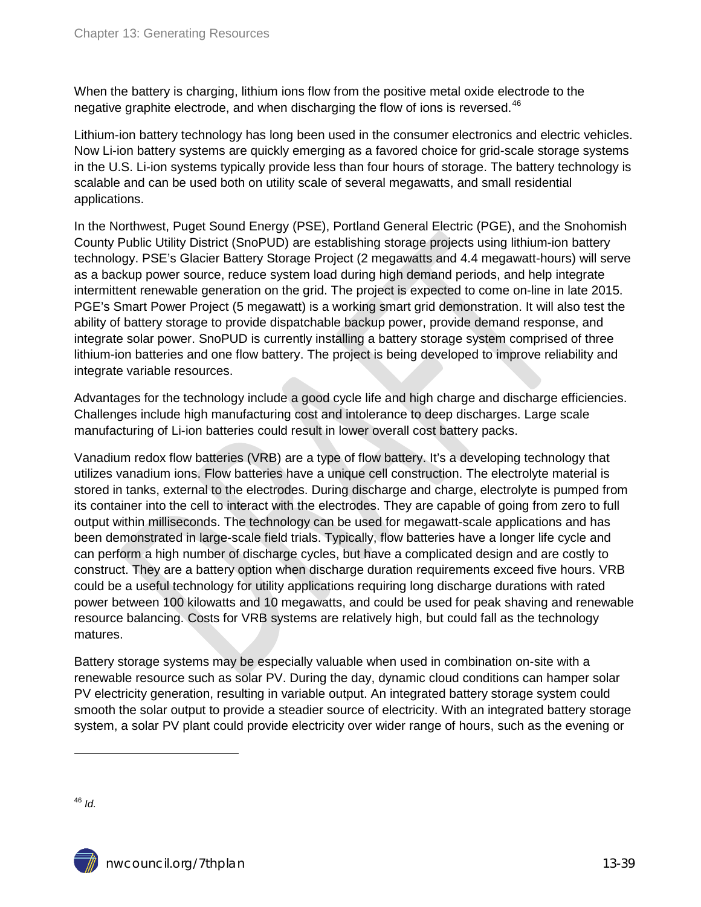When the battery is charging, lithium ions flow from the positive metal oxide electrode to the negative graphite electrode, and when discharging the flow of ions is reversed.[46]

Lithium-ion battery technology has long been used in the consumer electronics and electric vehicles. Now Li-ion battery systems are quickly emerging as a favored choice for grid-scale storage systems in the U.S. Li-ion systems typically provide less than four hours of storage. The battery technology is scalable and can be used both on utility scale of several megawatts, and small residential applications.

In the Northwest, Puget Sound Energy (PSE), Portland General Electric (PGE), and the Snohomish County Public Utility District (SnoPUD) are establishing storage projects using lithium-ion battery technology. PSE's Glacier Battery Storage Project (2 megawatts and 4.4 megawatt-hours) will serve as a backup power source, reduce system load during high demand periods, and help integrate intermittent renewable generation on the grid. The project is expected to come on-line in late 2015. PGE's Smart Power Project (5 megawatt) is a working smart grid demonstration. It will also test the ability of battery storage to provide dispatchable backup power, provide demand response, and integrate solar power. SnoPUD is currently installing a battery storage system comprised of three lithium-ion batteries and one flow battery. The project is being developed to improve reliability and integrate variable resources.

Advantages for the technology include a good cycle life and high charge and discharge efficiencies. Challenges include high manufacturing cost and intolerance to deep discharges. Large scale manufacturing of Li-ion batteries could result in lower overall cost battery packs.

Vanadium redox flow batteries (VRB) are a type of flow battery. It's a developing technology that utilizes vanadium ions. Flow batteries have a unique cell construction. The electrolyte material is stored in tanks, external to the electrodes. During discharge and charge, electrolyte is pumped from its container into the cell to interact with the electrodes. They are capable of going from zero to full output within milliseconds. The technology can be used for megawatt-scale applications and has been demonstrated in large-scale field trials. Typically, flow batteries have a longer life cycle and can perform a high number of discharge cycles, but have a complicated design and are costly to construct. They are a battery option when discharge duration requirements exceed five hours. VRB could be a useful technology for utility applications requiring long discharge durations with rated power between 100 kilowatts and 10 megawatts, and could be used for peak shaving and renewable resource balancing. Costs for VRB systems are relatively high, but could fall as the technology matures.

Battery storage systems may be especially valuable when used in combination on-site with a renewable resource such as solar PV. During the day, dynamic cloud conditions can hamper solar PV electricity generation, resulting in variable output. An integrated battery storage system could smooth the solar output to provide a steadier source of electricity. With an integrated battery storage system, a solar PV plant could provide electricity over wider range of hours, such as the evening or

---

[46] *Id.*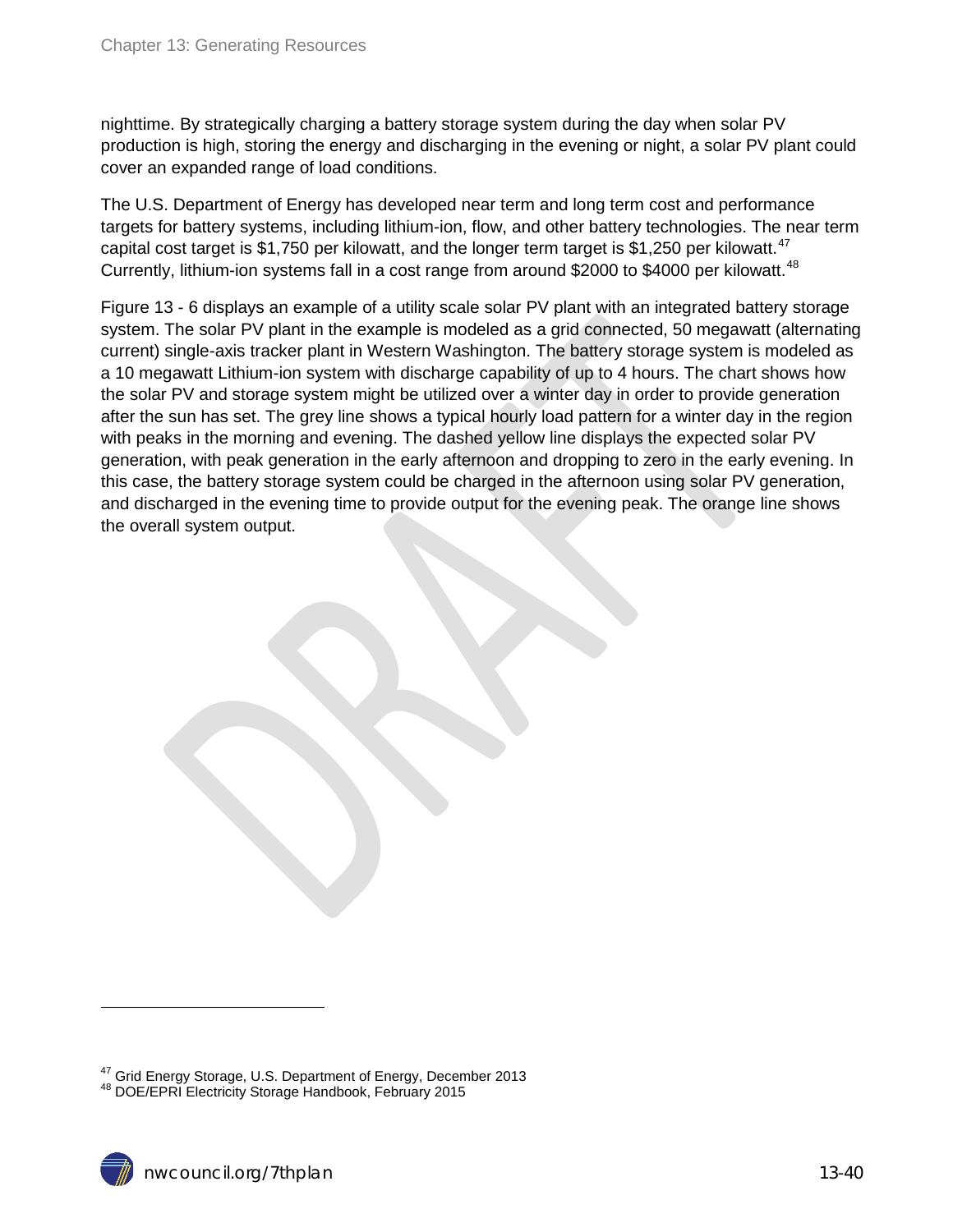nighttime. By strategically charging a battery storage system during the day when solar PV production is high, storing the energy and discharging in the evening or night, a solar PV plant could cover an expanded range of load conditions.

The U.S. Department of Energy has developed near term and long term cost and performance targets for battery systems, including lithium-ion, flow, and other battery technologies. The near term capital cost target is $1,750 per kilowatt, and the longer term target is $1,250 per kilowatt.[47] Currently, lithium-ion systems fall in a cost range from around $2000 to $4000 per kilowatt.[48]

Figure 13 - 6 displays an example of a utility scale solar PV plant with an integrated battery storage system. The solar PV plant in the example is modeled as a grid connected, 50 megawatt (alternating current) single-axis tracker plant in Western Washington. The battery storage system is modeled as a 10 megawatt Lithium-ion system with discharge capability of up to 4 hours. The chart shows how the solar PV and storage system might be utilized over a winter day in order to provide generation after the sun has set. The grey line shows a typical hourly load pattern for a winter day in the region with peaks in the morning and evening. The dashed yellow line displays the expected solar PV generation, with peak generation in the early afternoon and dropping to zero in the early evening. In this case, the battery storage system could be charged in the afternoon using solar PV generation, and discharged in the evening time to provide output for the evening peak. The orange line shows the overall system output.

[47] Grid Energy Storage, U.S. Department of Energy, December 2013

[48] DOE/EPRI Electricity Storage Handbook, February 2015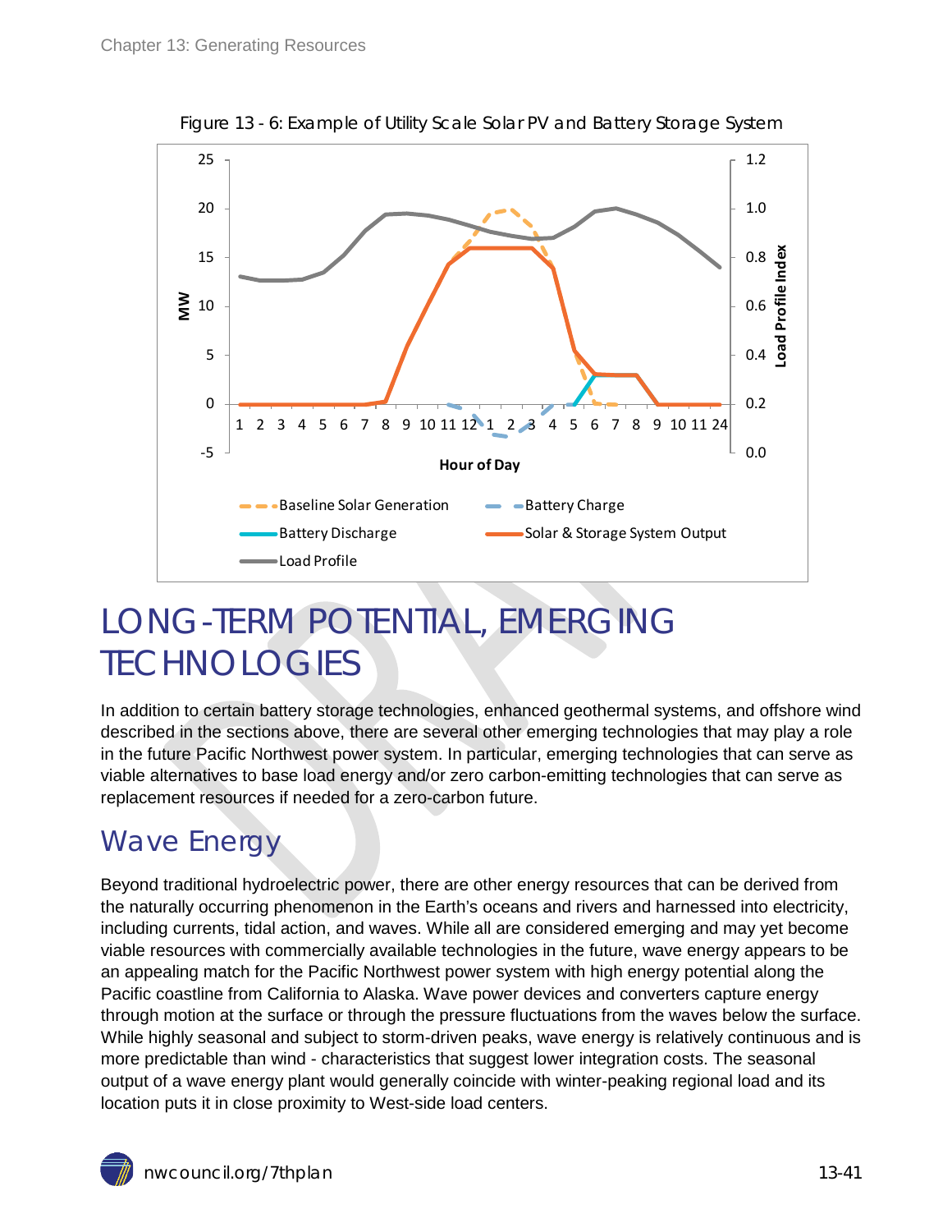Figure 13 - 6: Example of Utility Scale Solar PV and Battery Storage System

# LONG-TERM POTENTIAL, EMERGING TECHNOLOGIES

In addition to certain battery storage technologies, enhanced geothermal systems, and offshore wind described in the sections above, there are several other emerging technologies that may play a role in the future Pacific Northwest power system. In particular, emerging technologies that can serve as viable alternatives to base load energy and/or zero carbon-emitting technologies that can serve as replacement resources if needed for a zero-carbon future.

## Wave Energy

Beyond traditional hydroelectric power, there are other energy resources that can be derived from the naturally occurring phenomenon in the Earth's oceans and rivers and harnessed into electricity, including currents, tidal action, and waves. While all are considered emerging and may yet become viable resources with commercially available technologies in the future, wave energy appears to be an appealing match for the Pacific Northwest power system with high energy potential along the Pacific coastline from California to Alaska. Wave power devices and converters capture energy through motion at the surface or through the pressure fluctuations from the waves below the surface. While highly seasonal and subject to storm-driven peaks, wave energy is relatively continuous and is more predictable than wind - characteristics that suggest lower integration costs. The seasonal output of a wave energy plant would generally coincide with winter-peaking regional load and its location puts it in close proximity to West-side load centers.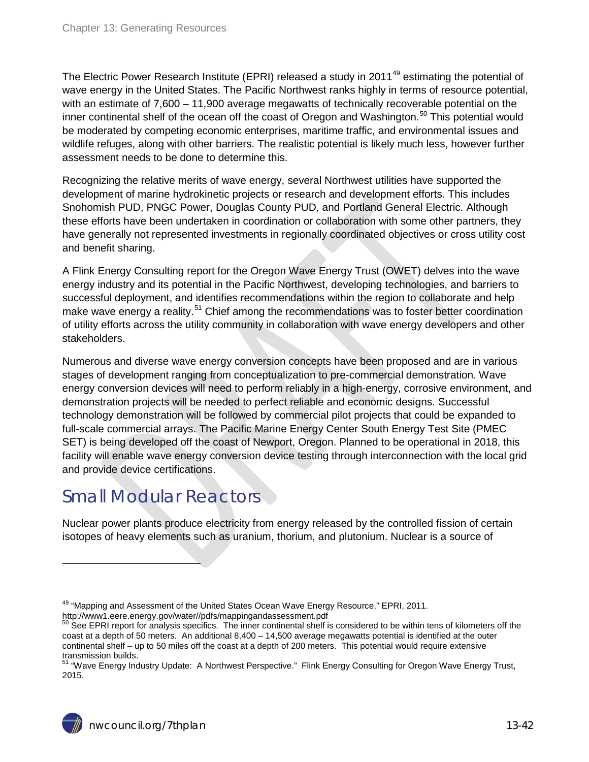The Electric Power Research Institute (EPRI) released a study in 2011[49] estimating the potential of wave energy in the United States. The Pacific Northwest ranks highly in terms of resource potential, with an estimate of 7,600 – 11,900 average megawatts of technically recoverable potential on the inner continental shelf of the ocean off the coast of Oregon and Washington.[50] This potential would be moderated by competing economic enterprises, maritime traffic, and environmental issues and wildlife refuges, along with other barriers. The realistic potential is likely much less, however further assessment needs to be done to determine this.

Recognizing the relative merits of wave energy, several Northwest utilities have supported the development of marine hydrokinetic projects or research and development efforts. This includes Snohomish PUD, PNGC Power, Douglas County PUD, and Portland General Electric. Although these efforts have been undertaken in coordination or collaboration with some other partners, they have generally not represented investments in regionally coordinated objectives or cross utility cost and benefit sharing.

A Flink Energy Consulting report for the Oregon Wave Energy Trust (OWET) delves into the wave energy industry and its potential in the Pacific Northwest, developing technologies, and barriers to successful deployment, and identifies recommendations within the region to collaborate and help make wave energy a reality.[51] Chief among the recommendations was to foster better coordination of utility efforts across the utility community in collaboration with wave energy developers and other stakeholders.

Numerous and diverse wave energy conversion concepts have been proposed and are in various stages of development ranging from conceptualization to pre-commercial demonstration. Wave energy conversion devices will need to perform reliably in a high-energy, corrosive environment, and demonstration projects will be needed to perfect reliable and economic designs. Successful technology demonstration will be followed by commercial pilot projects that could be expanded to full-scale commercial arrays. The Pacific Marine Energy Center South Energy Test Site (PMEC SET) is being developed off the coast of Newport, Oregon. Planned to be operational in 2018, this facility will enable wave energy conversion device testing through interconnection with the local grid and provide device certifications.

## Small Modular Reactors

Nuclear power plants produce electricity from energy released by the controlled fission of certain isotopes of heavy elements such as uranium, thorium, and plutonium. Nuclear is a source of

---

[49] "Mapping and Assessment of the United States Ocean Wave Energy Resource," EPRI, 2011. http://www1.eere.energy.gov/water//pdfs/mappingandassessment.pdf

[50] See EPRI report for analysis specifics. The inner continental shelf is considered to be within tens of kilometers off the coast at a depth of 50 meters. An additional 8,400 – 14,500 average megawatts potential is identified at the outer continental shelf – up to 50 miles off the coast at a depth of 200 meters. This potential would require extensive transmission builds.

[51] "Wave Energy Industry Update: A Northwest Perspective." Flink Energy Consulting for Oregon Wave Energy Trust, 2015.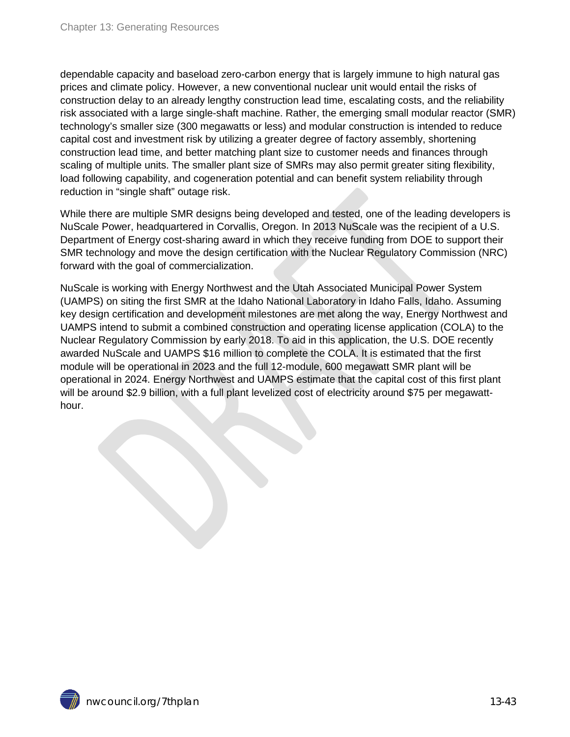dependable capacity and baseload zero-carbon energy that is largely immune to high natural gas prices and climate policy. However, a new conventional nuclear unit would entail the risks of construction delay to an already lengthy construction lead time, escalating costs, and the reliability risk associated with a large single-shaft machine. Rather, the emerging small modular reactor (SMR) technology's smaller size (300 megawatts or less) and modular construction is intended to reduce capital cost and investment risk by utilizing a greater degree of factory assembly, shortening construction lead time, and better matching plant size to customer needs and finances through scaling of multiple units. The smaller plant size of SMRs may also permit greater siting flexibility, load following capability, and cogeneration potential and can benefit system reliability through reduction in "single shaft" outage risk.

While there are multiple SMR designs being developed and tested, one of the leading developers is NuScale Power, headquartered in Corvallis, Oregon. In 2013 NuScale was the recipient of a U.S. Department of Energy cost-sharing award in which they receive funding from DOE to support their SMR technology and move the design certification with the Nuclear Regulatory Commission (NRC) forward with the goal of commercialization.

NuScale is working with Energy Northwest and the Utah Associated Municipal Power System (UAMPS) on siting the first SMR at the Idaho National Laboratory in Idaho Falls, Idaho. Assuming key design certification and development milestones are met along the way, Energy Northwest and UAMPS intend to submit a combined construction and operating license application (COLA) to the Nuclear Regulatory Commission by early 2018. To aid in this application, the U.S. DOE recently awarded NuScale and UAMPS $16 million to complete the COLA. It is estimated that the first module will be operational in 2023 and the full 12-module, 600 megawatt SMR plant will be operational in 2024. Energy Northwest and UAMPS estimate that the capital cost of this first plant will be around $2.9 billion, with a full plant levelized cost of electricity around $75 per megawatt-hour.